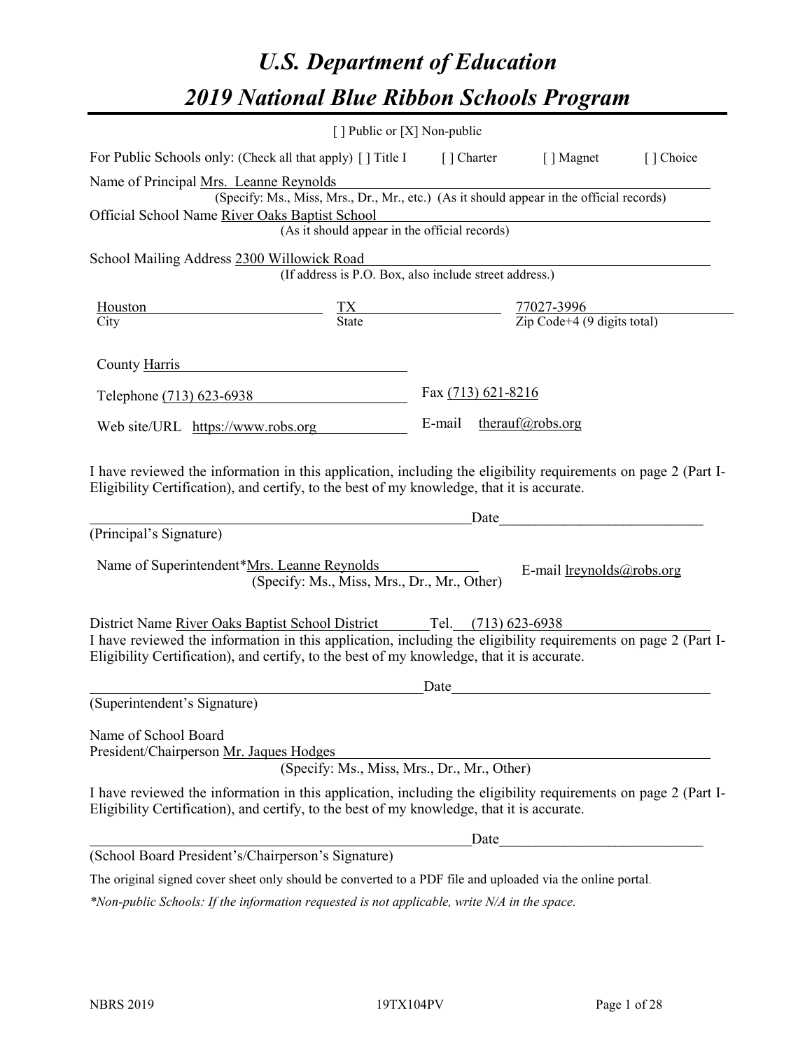# U.S. Department of Education

# 2019 National Blue Ribbon Schools Program

[ ] Public or [X] Non-public

For Public Schools only: (Check all that apply) [ ] Title I [ ] Charter [ ] Magnet [ ] Choice

Name of Principal Mrs. Leanne Reynolds
(Specify: Ms., Miss, Mrs., Dr., Mr., etc.) (As it should appear in the official records)

Official School Name River Oaks Baptist School
(As it should appear in the official records)

School Mailing Address 2300 Willowick Road
(If address is P.O. Box, also include street address.)

| City | State | Zip Code+4 (9 digits total) |
|---|---|---|
| Houston | TX | 77027-3996 |

County Harris

Telephone (713) 623-6938 Fax (713) 621-8216

Web site/URL https://www.robs.org E-mail therauf@robs.org

I have reviewed the information in this application, including the eligibility requirements on page 2 (Part I-Eligibility Certification), and certify, to the best of my knowledge, that it is accurate.

_______________________________________ Date_______________________

(Principal's Signature)

Name of Superintendent*Mrs. Leanne Reynolds E-mail lreynolds@robs.org
(Specify: Ms., Miss, Mrs., Dr., Mr., Other)

District Name River Oaks Baptist School District Tel. (713) 623-6938

I have reviewed the information in this application, including the eligibility requirements on page 2 (Part I-Eligibility Certification), and certify, to the best of my knowledge, that it is accurate.

_______________________________________ Date_______________________

(Superintendent's Signature)

Name of School Board
President/Chairperson Mr. Jaques Hodges
(Specify: Ms., Miss, Mrs., Dr., Mr., Other)

I have reviewed the information in this application, including the eligibility requirements on page 2 (Part I-Eligibility Certification), and certify, to the best of my knowledge, that it is accurate.

_______________________________________ Date_______________________

(School Board President's/Chairperson's Signature)

The original signed cover sheet only should be converted to a PDF file and uploaded via the online portal.

*\*Non-public Schools: If the information requested is not applicable, write N/A in the space.*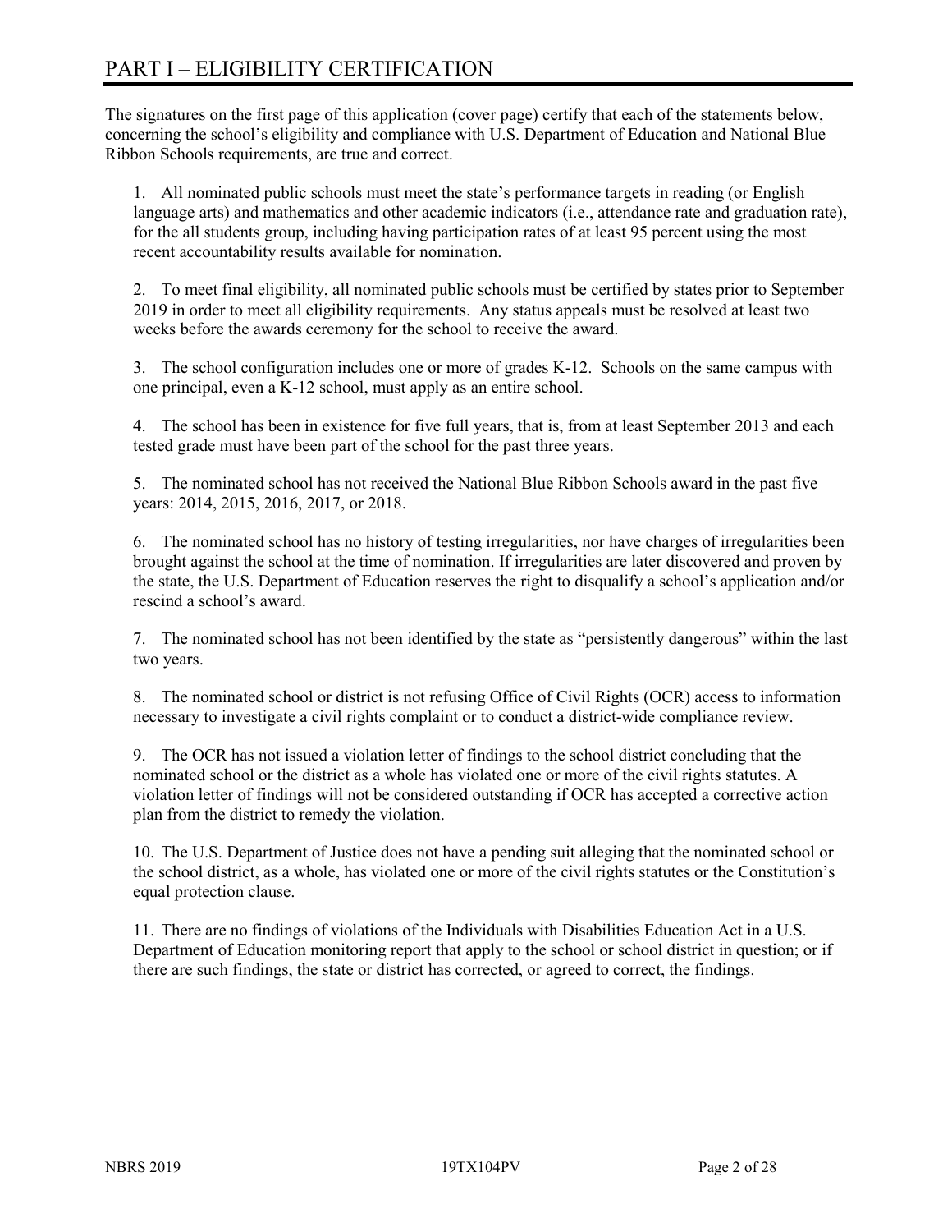# PART I – ELIGIBILITY CERTIFICATION

The signatures on the first page of this application (cover page) certify that each of the statements below, concerning the school's eligibility and compliance with U.S. Department of Education and National Blue Ribbon Schools requirements, are true and correct.

1. All nominated public schools must meet the state's performance targets in reading (or English language arts) and mathematics and other academic indicators (i.e., attendance rate and graduation rate), for the all students group, including having participation rates of at least 95 percent using the most recent accountability results available for nomination.

2. To meet final eligibility, all nominated public schools must be certified by states prior to September 2019 in order to meet all eligibility requirements. Any status appeals must be resolved at least two weeks before the awards ceremony for the school to receive the award.

3. The school configuration includes one or more of grades K-12. Schools on the same campus with one principal, even a K-12 school, must apply as an entire school.

4. The school has been in existence for five full years, that is, from at least September 2013 and each tested grade must have been part of the school for the past three years.

5. The nominated school has not received the National Blue Ribbon Schools award in the past five years: 2014, 2015, 2016, 2017, or 2018.

6. The nominated school has no history of testing irregularities, nor have charges of irregularities been brought against the school at the time of nomination. If irregularities are later discovered and proven by the state, the U.S. Department of Education reserves the right to disqualify a school's application and/or rescind a school's award.

7. The nominated school has not been identified by the state as "persistently dangerous" within the last two years.

8. The nominated school or district is not refusing Office of Civil Rights (OCR) access to information necessary to investigate a civil rights complaint or to conduct a district-wide compliance review.

9. The OCR has not issued a violation letter of findings to the school district concluding that the nominated school or the district as a whole has violated one or more of the civil rights statutes. A violation letter of findings will not be considered outstanding if OCR has accepted a corrective action plan from the district to remedy the violation.

10. The U.S. Department of Justice does not have a pending suit alleging that the nominated school or the school district, as a whole, has violated one or more of the civil rights statutes or the Constitution's equal protection clause.

11. There are no findings of violations of the Individuals with Disabilities Education Act in a U.S. Department of Education monitoring report that apply to the school or school district in question; or if there are such findings, the state or district has corrected, or agreed to correct, the findings.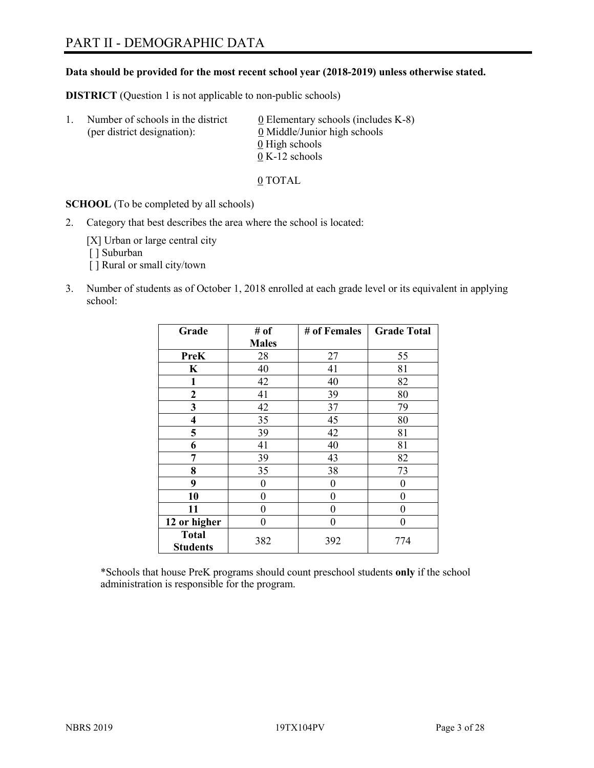# PART II - DEMOGRAPHIC DATA

**Data should be provided for the most recent school year (2018-2019) unless otherwise stated.**

**DISTRICT** (Question 1 is not applicable to non-public schools)

1. Number of schools in the district (per district designation):
   0 Elementary schools (includes K-8)
   0 Middle/Junior high schools
   0 High schools
   0 K-12 schools

   0 TOTAL

**SCHOOL** (To be completed by all schools)

2. Category that best describes the area where the school is located:

   [X] Urban or large central city
   [ ] Suburban
   [ ] Rural or small city/town

3. Number of students as of October 1, 2018 enrolled at each grade level or its equivalent in applying school:

| Grade | # of Males | # of Females | Grade Total |
|---|---|---|---|
| **PreK** | 28 | 27 | 55 |
| **K** | 40 | 41 | 81 |
| **1** | 42 | 40 | 82 |
| **2** | 41 | 39 | 80 |
| **3** | 42 | 37 | 79 |
| **4** | 35 | 45 | 80 |
| **5** | 39 | 42 | 81 |
| **6** | 41 | 40 | 81 |
| **7** | 39 | 43 | 82 |
| **8** | 35 | 38 | 73 |
| **9** | 0 | 0 | 0 |
| **10** | 0 | 0 | 0 |
| **11** | 0 | 0 | 0 |
| **12 or higher** | 0 | 0 | 0 |
| **Total Students** | 382 | 392 | 774 |

*Schools that house PreK programs should count preschool students **only** if the school administration is responsible for the program.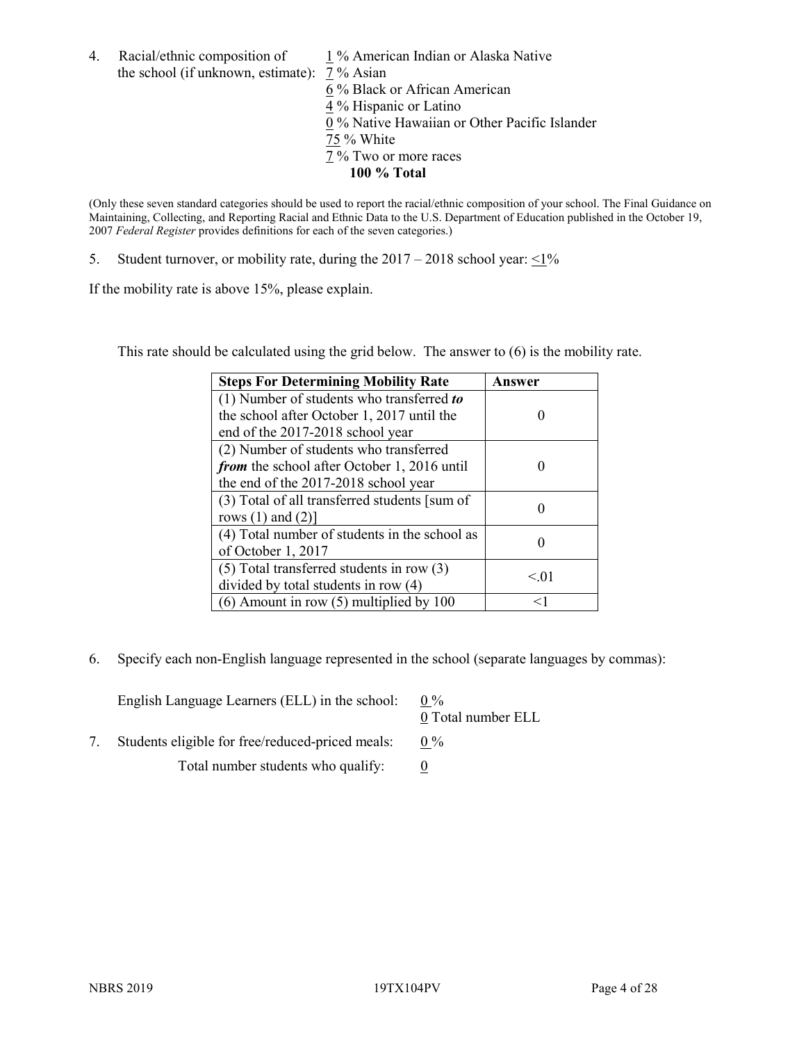4. Racial/ethnic composition of the school (if unknown, estimate):

1 % American Indian or Alaska Native
7 % Asian
6 % Black or African American
4 % Hispanic or Latino
0 % Native Hawaiian or Other Pacific Islander
75 % White
7 % Two or more races
**100 % Total**

(Only these seven standard categories should be used to report the racial/ethnic composition of your school. The Final Guidance on Maintaining, Collecting, and Reporting Racial and Ethnic Data to the U.S. Department of Education published in the October 19, 2007 *Federal Register* provides definitions for each of the seven categories.)

5. Student turnover, or mobility rate, during the 2017 – 2018 school year: <1%

If the mobility rate is above 15%, please explain.

This rate should be calculated using the grid below. The answer to (6) is the mobility rate.

| Steps For Determining Mobility Rate | Answer |
|---|---|
| (1) Number of students who transferred ***to*** the school after October 1, 2017 until the end of the 2017-2018 school year | 0 |
| (2) Number of students who transferred ***from*** the school after October 1, 2016 until the end of the 2017-2018 school year | 0 |
| (3) Total of all transferred students [sum of rows (1) and (2)] | 0 |
| (4) Total number of students in the school as of October 1, 2017 | 0 |
| (5) Total transferred students in row (3) divided by total students in row (4) | <.01 |
| (6) Amount in row (5) multiplied by 100 | <1 |

6. Specify each non-English language represented in the school (separate languages by commas):

English Language Learners (ELL) in the school: 0 %
0 Total number ELL

7. Students eligible for free/reduced-priced meals: 0 %

Total number students who qualify: 0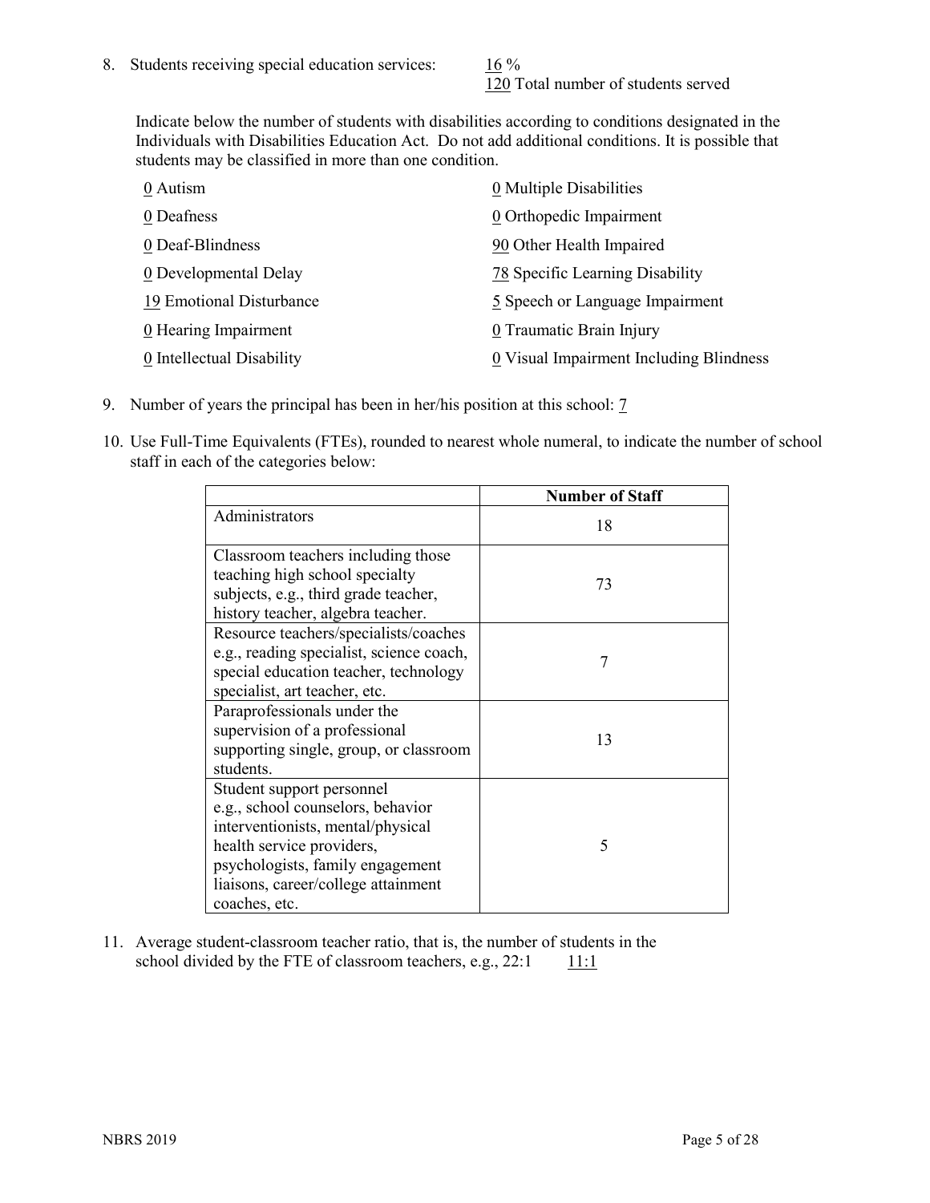8. Students receiving special education services: 16 %
   120 Total number of students served

   Indicate below the number of students with disabilities according to conditions designated in the Individuals with Disabilities Education Act. Do not add additional conditions. It is possible that students may be classified in more than one condition.

| | |
|---|---|
| 0 Autism | 0 Multiple Disabilities |
| 0 Deafness | 0 Orthopedic Impairment |
| 0 Deaf-Blindness | 90 Other Health Impaired |
| 0 Developmental Delay | 78 Specific Learning Disability |
| 19 Emotional Disturbance | 5 Speech or Language Impairment |
| 0 Hearing Impairment | 0 Traumatic Brain Injury |
| 0 Intellectual Disability | 0 Visual Impairment Including Blindness |

9. Number of years the principal has been in her/his position at this school: 7

10. Use Full-Time Equivalents (FTEs), rounded to nearest whole numeral, to indicate the number of school staff in each of the categories below:

| | Number of Staff |
|---|---|
| Administrators | 18 |
| Classroom teachers including those teaching high school specialty subjects, e.g., third grade teacher, history teacher, algebra teacher. | 73 |
| Resource teachers/specialists/coaches e.g., reading specialist, science coach, special education teacher, technology specialist, art teacher, etc. | 7 |
| Paraprofessionals under the supervision of a professional supporting single, group, or classroom students. | 13 |
| Student support personnel e.g., school counselors, behavior interventionists, mental/physical health service providers, psychologists, family engagement liaisons, career/college attainment coaches, etc. | 5 |

11. Average student-classroom teacher ratio, that is, the number of students in the school divided by the FTE of classroom teachers, e.g., 22:1 11:1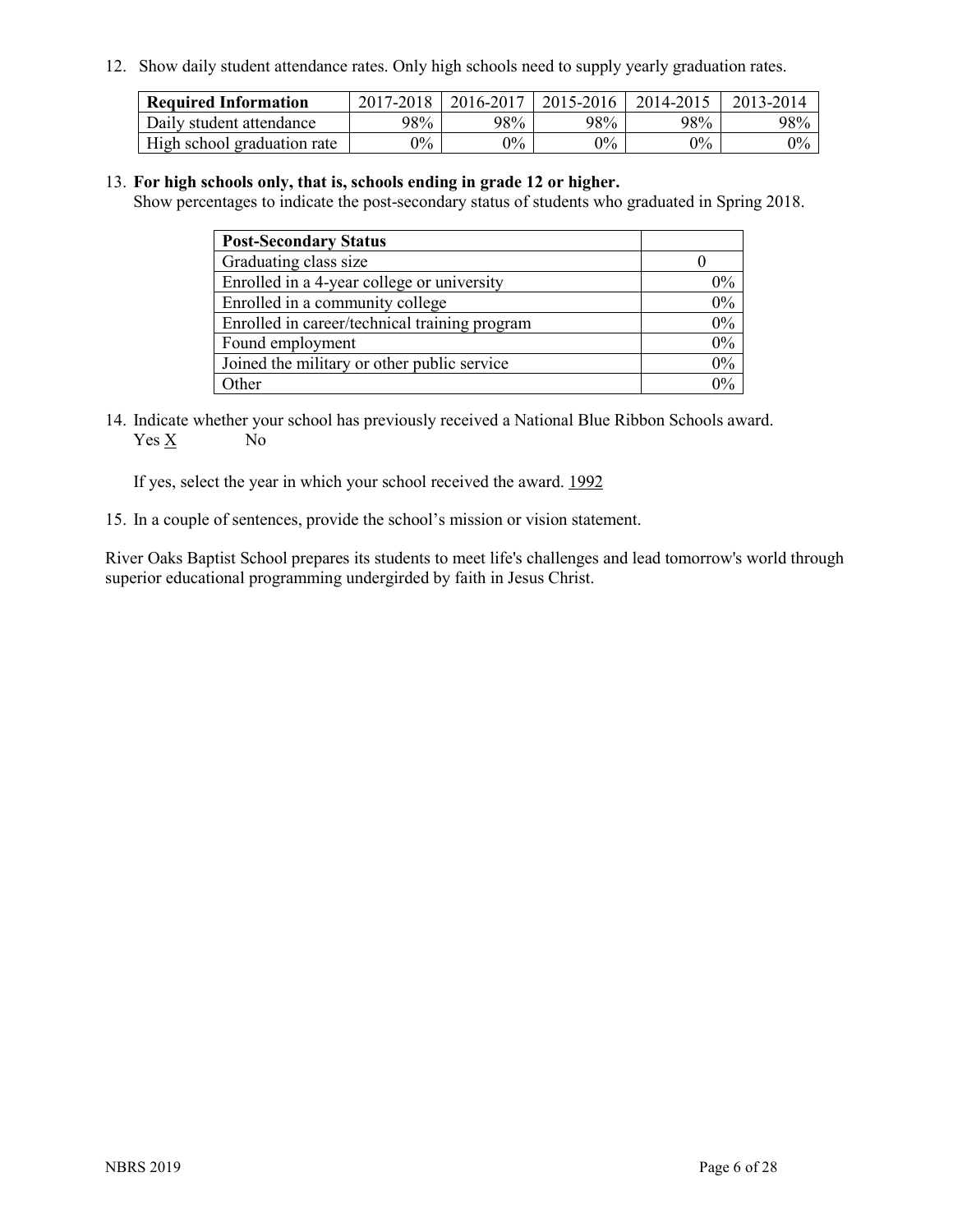12. Show daily student attendance rates. Only high schools need to supply yearly graduation rates.

| Required Information | 2017-2018 | 2016-2017 | 2015-2016 | 2014-2015 | 2013-2014 |
|---|---|---|---|---|---|
| Daily student attendance | 98% | 98% | 98% | 98% | 98% |
| High school graduation rate | 0% | 0% | 0% | 0% | 0% |

13. **For high schools only, that is, schools ending in grade 12 or higher.**
Show percentages to indicate the post-secondary status of students who graduated in Spring 2018.

| Post-Secondary Status | |
|---|---|
| Graduating class size | 0 |
| Enrolled in a 4-year college or university | 0% |
| Enrolled in a community college | 0% |
| Enrolled in career/technical training program | 0% |
| Found employment | 0% |
| Joined the military or other public service | 0% |
| Other | 0% |

14. Indicate whether your school has previously received a National Blue Ribbon Schools award.
Yes X No

If yes, select the year in which your school received the award. 1992

15. In a couple of sentences, provide the school's mission or vision statement.

River Oaks Baptist School prepares its students to meet life's challenges and lead tomorrow's world through superior educational programming undergirded by faith in Jesus Christ.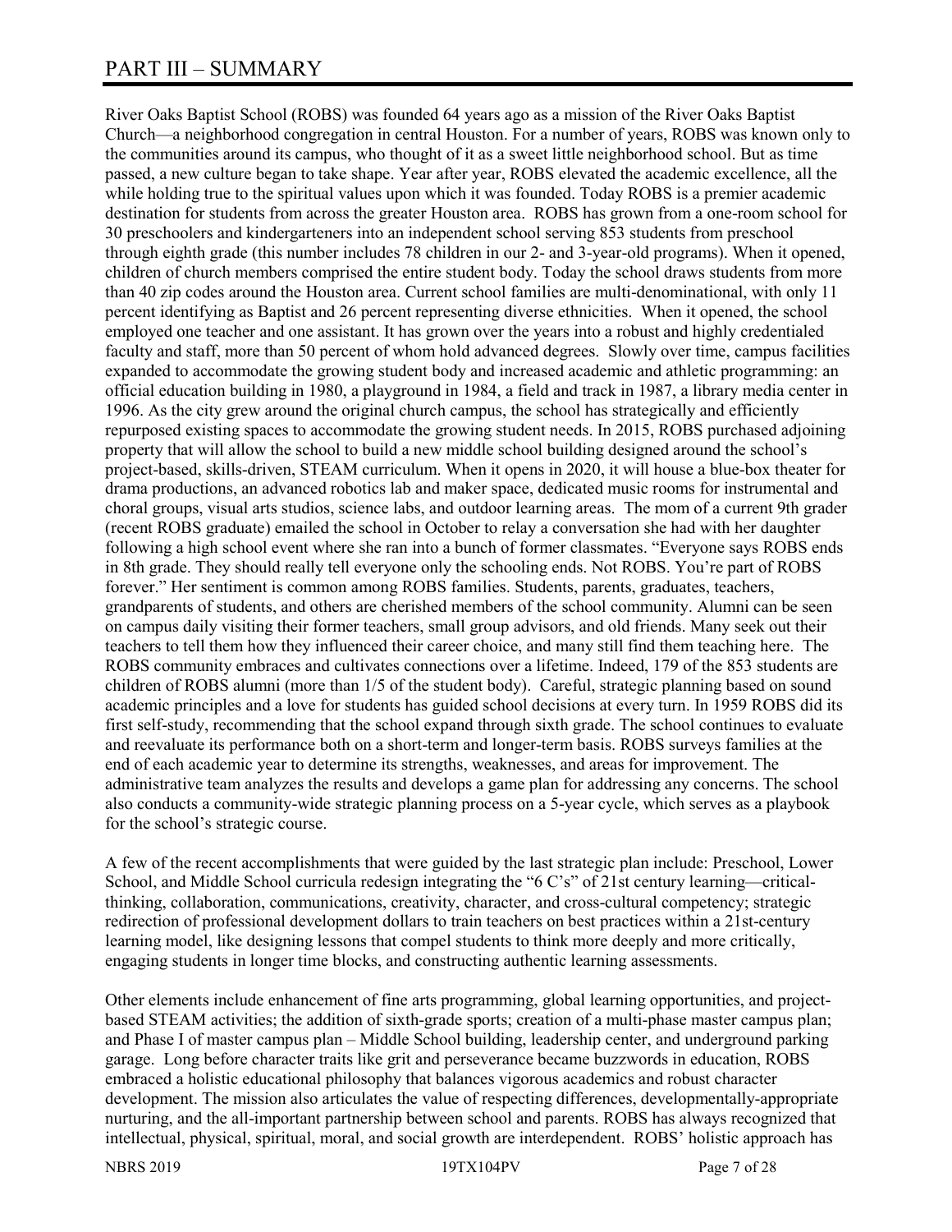# PART III – SUMMARY

River Oaks Baptist School (ROBS) was founded 64 years ago as a mission of the River Oaks Baptist Church—a neighborhood congregation in central Houston. For a number of years, ROBS was known only to the communities around its campus, who thought of it as a sweet little neighborhood school. But as time passed, a new culture began to take shape. Year after year, ROBS elevated the academic excellence, all the while holding true to the spiritual values upon which it was founded. Today ROBS is a premier academic destination for students from across the greater Houston area. ROBS has grown from a one-room school for 30 preschoolers and kindergarteners into an independent school serving 853 students from preschool through eighth grade (this number includes 78 children in our 2- and 3-year-old programs). When it opened, children of church members comprised the entire student body. Today the school draws students from more than 40 zip codes around the Houston area. Current school families are multi-denominational, with only 11 percent identifying as Baptist and 26 percent representing diverse ethnicities. When it opened, the school employed one teacher and one assistant. It has grown over the years into a robust and highly credentialed faculty and staff, more than 50 percent of whom hold advanced degrees. Slowly over time, campus facilities expanded to accommodate the growing student body and increased academic and athletic programming: an official education building in 1980, a playground in 1984, a field and track in 1987, a library media center in 1996. As the city grew around the original church campus, the school has strategically and efficiently repurposed existing spaces to accommodate the growing student needs. In 2015, ROBS purchased adjoining property that will allow the school to build a new middle school building designed around the school's project-based, skills-driven, STEAM curriculum. When it opens in 2020, it will house a blue-box theater for drama productions, an advanced robotics lab and maker space, dedicated music rooms for instrumental and choral groups, visual arts studios, science labs, and outdoor learning areas. The mom of a current 9th grader (recent ROBS graduate) emailed the school in October to relay a conversation she had with her daughter following a high school event where she ran into a bunch of former classmates. "Everyone says ROBS ends in 8th grade. They should really tell everyone only the schooling ends. Not ROBS. You're part of ROBS forever." Her sentiment is common among ROBS families. Students, parents, graduates, teachers, grandparents of students, and others are cherished members of the school community. Alumni can be seen on campus daily visiting their former teachers, small group advisors, and old friends. Many seek out their teachers to tell them how they influenced their career choice, and many still find them teaching here. The ROBS community embraces and cultivates connections over a lifetime. Indeed, 179 of the 853 students are children of ROBS alumni (more than 1/5 of the student body). Careful, strategic planning based on sound academic principles and a love for students has guided school decisions at every turn. In 1959 ROBS did its first self-study, recommending that the school expand through sixth grade. The school continues to evaluate and reevaluate its performance both on a short-term and longer-term basis. ROBS surveys families at the end of each academic year to determine its strengths, weaknesses, and areas for improvement. The administrative team analyzes the results and develops a game plan for addressing any concerns. The school also conducts a community-wide strategic planning process on a 5-year cycle, which serves as a playbook for the school's strategic course.

A few of the recent accomplishments that were guided by the last strategic plan include: Preschool, Lower School, and Middle School curricula redesign integrating the "6 C's" of 21st century learning—critical-thinking, collaboration, communications, creativity, character, and cross-cultural competency; strategic redirection of professional development dollars to train teachers on best practices within a 21st-century learning model, like designing lessons that compel students to think more deeply and more critically, engaging students in longer time blocks, and constructing authentic learning assessments.

Other elements include enhancement of fine arts programming, global learning opportunities, and project-based STEAM activities; the addition of sixth-grade sports; creation of a multi-phase master campus plan; and Phase I of master campus plan – Middle School building, leadership center, and underground parking garage. Long before character traits like grit and perseverance became buzzwords in education, ROBS embraced a holistic educational philosophy that balances vigorous academics and robust character development. The mission also articulates the value of respecting differences, developmentally-appropriate nurturing, and the all-important partnership between school and parents. ROBS has always recognized that intellectual, physical, spiritual, moral, and social growth are interdependent. ROBS' holistic approach has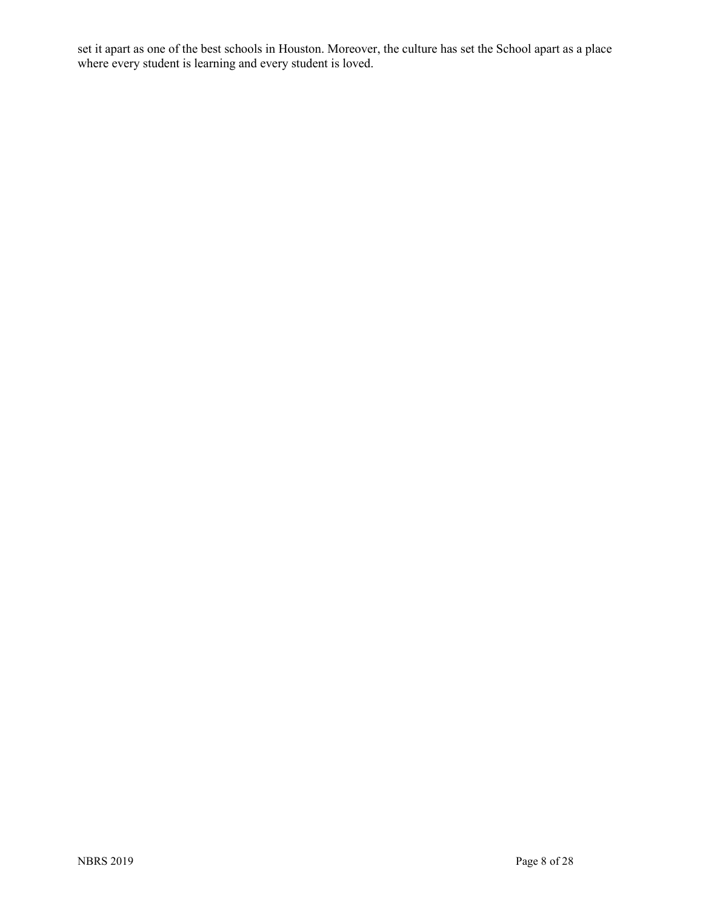set it apart as one of the best schools in Houston. Moreover, the culture has set the School apart as a place where every student is learning and every student is loved.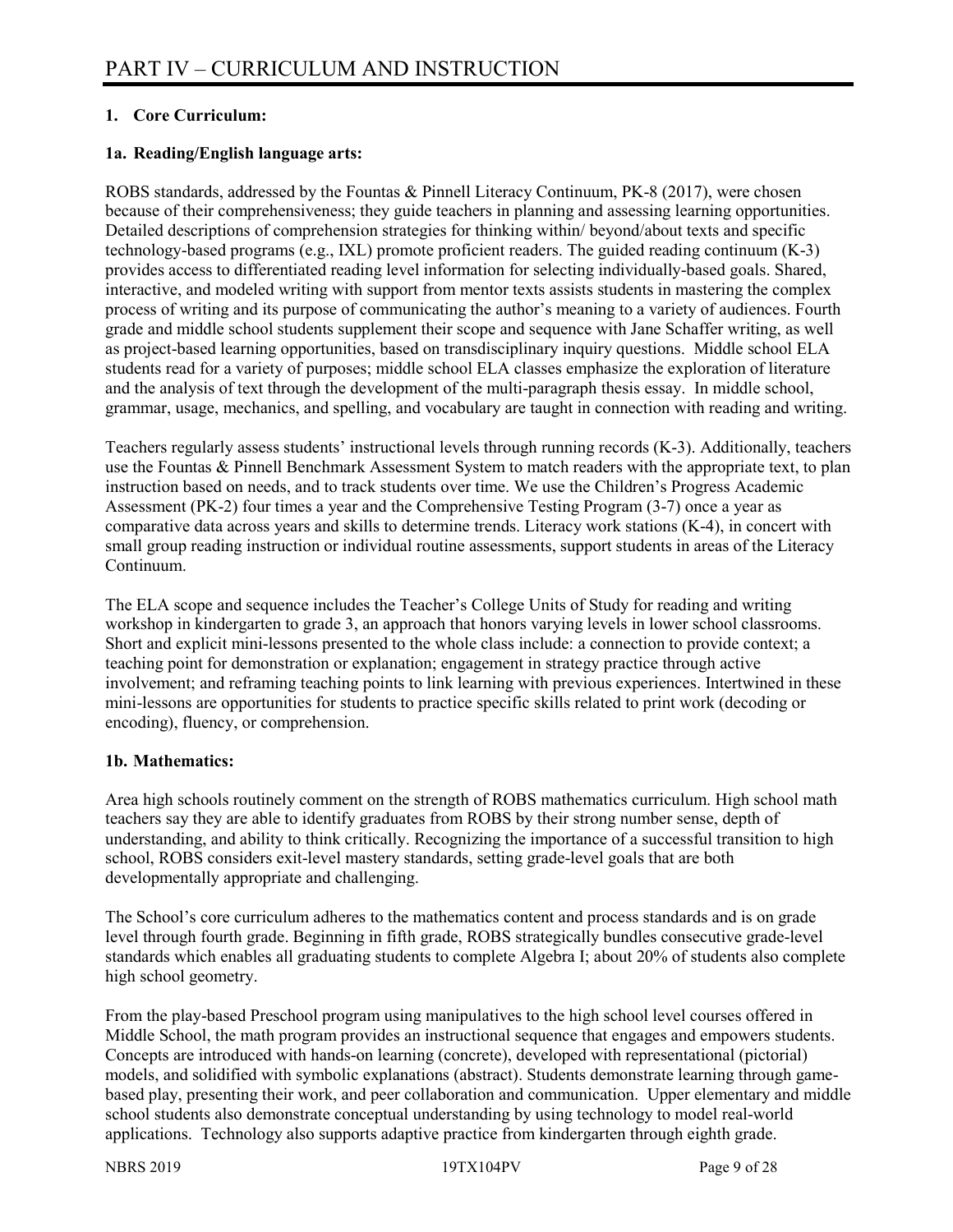# PART IV – CURRICULUM AND INSTRUCTION

## 1. Core Curriculum:

### 1a. Reading/English language arts:

ROBS standards, addressed by the Fountas & Pinnell Literacy Continuum, PK-8 (2017), were chosen because of their comprehensiveness; they guide teachers in planning and assessing learning opportunities. Detailed descriptions of comprehension strategies for thinking within/ beyond/about texts and specific technology-based programs (e.g., IXL) promote proficient readers. The guided reading continuum (K-3) provides access to differentiated reading level information for selecting individually-based goals. Shared, interactive, and modeled writing with support from mentor texts assists students in mastering the complex process of writing and its purpose of communicating the author's meaning to a variety of audiences. Fourth grade and middle school students supplement their scope and sequence with Jane Schaffer writing, as well as project-based learning opportunities, based on transdisciplinary inquiry questions. Middle school ELA students read for a variety of purposes; middle school ELA classes emphasize the exploration of literature and the analysis of text through the development of the multi-paragraph thesis essay. In middle school, grammar, usage, mechanics, and spelling, and vocabulary are taught in connection with reading and writing.

Teachers regularly assess students' instructional levels through running records (K-3). Additionally, teachers use the Fountas & Pinnell Benchmark Assessment System to match readers with the appropriate text, to plan instruction based on needs, and to track students over time. We use the Children's Progress Academic Assessment (PK-2) four times a year and the Comprehensive Testing Program (3-7) once a year as comparative data across years and skills to determine trends. Literacy work stations (K-4), in concert with small group reading instruction or individual routine assessments, support students in areas of the Literacy Continuum.

The ELA scope and sequence includes the Teacher's College Units of Study for reading and writing workshop in kindergarten to grade 3, an approach that honors varying levels in lower school classrooms. Short and explicit mini-lessons presented to the whole class include: a connection to provide context; a teaching point for demonstration or explanation; engagement in strategy practice through active involvement; and reframing teaching points to link learning with previous experiences. Intertwined in these mini-lessons are opportunities for students to practice specific skills related to print work (decoding or encoding), fluency, or comprehension.

### 1b. Mathematics:

Area high schools routinely comment on the strength of ROBS mathematics curriculum. High school math teachers say they are able to identify graduates from ROBS by their strong number sense, depth of understanding, and ability to think critically. Recognizing the importance of a successful transition to high school, ROBS considers exit-level mastery standards, setting grade-level goals that are both developmentally appropriate and challenging.

The School's core curriculum adheres to the mathematics content and process standards and is on grade level through fourth grade. Beginning in fifth grade, ROBS strategically bundles consecutive grade-level standards which enables all graduating students to complete Algebra I; about 20% of students also complete high school geometry.

From the play-based Preschool program using manipulatives to the high school level courses offered in Middle School, the math program provides an instructional sequence that engages and empowers students. Concepts are introduced with hands-on learning (concrete), developed with representational (pictorial) models, and solidified with symbolic explanations (abstract). Students demonstrate learning through game-based play, presenting their work, and peer collaboration and communication. Upper elementary and middle school students also demonstrate conceptual understanding by using technology to model real-world applications. Technology also supports adaptive practice from kindergarten through eighth grade.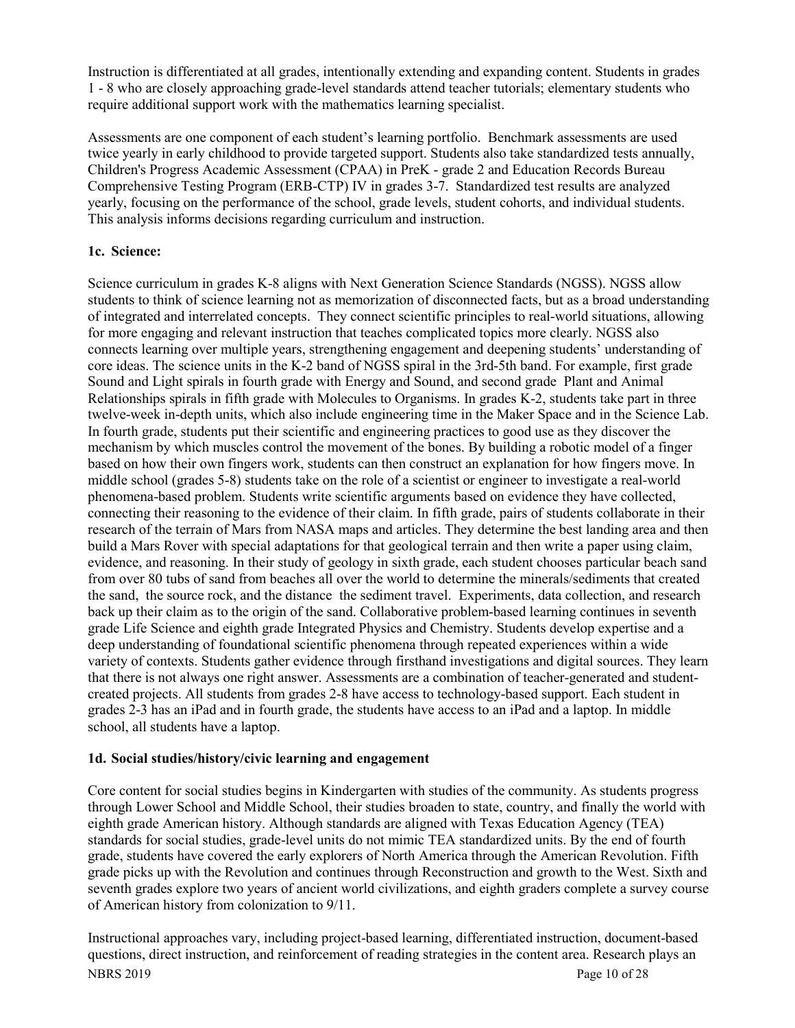Instruction is differentiated at all grades, intentionally extending and expanding content. Students in grades 1 - 8 who are closely approaching grade-level standards attend teacher tutorials; elementary students who require additional support work with the mathematics learning specialist.

Assessments are one component of each student's learning portfolio. Benchmark assessments are used twice yearly in early childhood to provide targeted support. Students also take standardized tests annually, Children's Progress Academic Assessment (CPAA) in PreK - grade 2 and Education Records Bureau Comprehensive Testing Program (ERB-CTP) IV in grades 3-7. Standardized test results are analyzed yearly, focusing on the performance of the school, grade levels, student cohorts, and individual students. This analysis informs decisions regarding curriculum and instruction.

### 1c. Science:

Science curriculum in grades K-8 aligns with Next Generation Science Standards (NGSS). NGSS allow students to think of science learning not as memorization of disconnected facts, but as a broad understanding of integrated and interrelated concepts. They connect scientific principles to real-world situations, allowing for more engaging and relevant instruction that teaches complicated topics more clearly. NGSS also connects learning over multiple years, strengthening engagement and deepening students' understanding of core ideas. The science units in the K-2 band of NGSS spiral in the 3rd-5th band. For example, first grade Sound and Light spirals in fourth grade with Energy and Sound, and second grade Plant and Animal Relationships spirals in fifth grade with Molecules to Organisms. In grades K-2, students take part in three twelve-week in-depth units, which also include engineering time in the Maker Space and in the Science Lab. In fourth grade, students put their scientific and engineering practices to good use as they discover the mechanism by which muscles control the movement of the bones. By building a robotic model of a finger based on how their own fingers work, students can then construct an explanation for how fingers move. In middle school (grades 5-8) students take on the role of a scientist or engineer to investigate a real-world phenomena-based problem. Students write scientific arguments based on evidence they have collected, connecting their reasoning to the evidence of their claim. In fifth grade, pairs of students collaborate in their research of the terrain of Mars from NASA maps and articles. They determine the best landing area and then build a Mars Rover with special adaptations for that geological terrain and then write a paper using claim, evidence, and reasoning. In their study of geology in sixth grade, each student chooses particular beach sand from over 80 tubs of sand from beaches all over the world to determine the minerals/sediments that created the sand, the source rock, and the distance the sediment travel. Experiments, data collection, and research back up their claim as to the origin of the sand. Collaborative problem-based learning continues in seventh grade Life Science and eighth grade Integrated Physics and Chemistry. Students develop expertise and a deep understanding of foundational scientific phenomena through repeated experiences within a wide variety of contexts. Students gather evidence through firsthand investigations and digital sources. They learn that there is not always one right answer. Assessments are a combination of teacher-generated and student-created projects. All students from grades 2-8 have access to technology-based support. Each student in grades 2-3 has an iPad and in fourth grade, the students have access to an iPad and a laptop. In middle school, all students have a laptop.

### 1d. Social studies/history/civic learning and engagement

Core content for social studies begins in Kindergarten with studies of the community. As students progress through Lower School and Middle School, their studies broaden to state, country, and finally the world with eighth grade American history. Although standards are aligned with Texas Education Agency (TEA) standards for social studies, grade-level units do not mimic TEA standardized units. By the end of fourth grade, students have covered the early explorers of North America through the American Revolution. Fifth grade picks up with the Revolution and continues through Reconstruction and growth to the West. Sixth and seventh grades explore two years of ancient world civilizations, and eighth graders complete a survey course of American history from colonization to 9/11.

Instructional approaches vary, including project-based learning, differentiated instruction, document-based questions, direct instruction, and reinforcement of reading strategies in the content area. Research plays an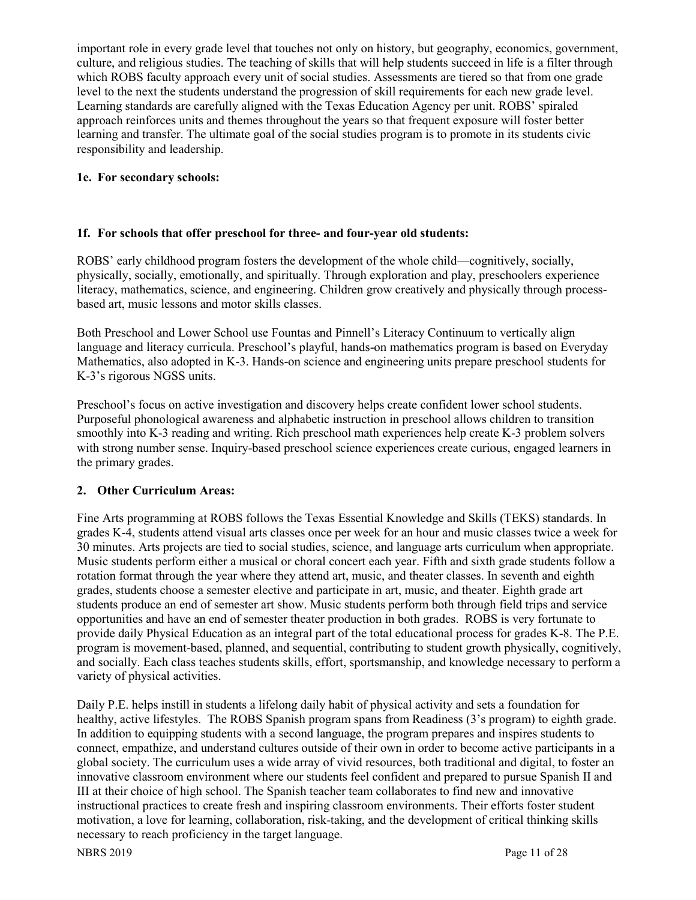important role in every grade level that touches not only on history, but geography, economics, government, culture, and religious studies. The teaching of skills that will help students succeed in life is a filter through which ROBS faculty approach every unit of social studies. Assessments are tiered so that from one grade level to the next the students understand the progression of skill requirements for each new grade level. Learning standards are carefully aligned with the Texas Education Agency per unit. ROBS' spiraled approach reinforces units and themes throughout the years so that frequent exposure will foster better learning and transfer. The ultimate goal of the social studies program is to promote in its students civic responsibility and leadership.

**1e. For secondary schools:**

**1f. For schools that offer preschool for three- and four-year old students:**

ROBS' early childhood program fosters the development of the whole child—cognitively, socially, physically, socially, emotionally, and spiritually. Through exploration and play, preschoolers experience literacy, mathematics, science, and engineering. Children grow creatively and physically through process-based art, music lessons and motor skills classes.

Both Preschool and Lower School use Fountas and Pinnell's Literacy Continuum to vertically align language and literacy curricula. Preschool's playful, hands-on mathematics program is based on Everyday Mathematics, also adopted in K-3. Hands-on science and engineering units prepare preschool students for K-3's rigorous NGSS units.

Preschool's focus on active investigation and discovery helps create confident lower school students. Purposeful phonological awareness and alphabetic instruction in preschool allows children to transition smoothly into K-3 reading and writing. Rich preschool math experiences help create K-3 problem solvers with strong number sense. Inquiry-based preschool science experiences create curious, engaged learners in the primary grades.

**2. Other Curriculum Areas:**

Fine Arts programming at ROBS follows the Texas Essential Knowledge and Skills (TEKS) standards. In grades K-4, students attend visual arts classes once per week for an hour and music classes twice a week for 30 minutes. Arts projects are tied to social studies, science, and language arts curriculum when appropriate. Music students perform either a musical or choral concert each year. Fifth and sixth grade students follow a rotation format through the year where they attend art, music, and theater classes. In seventh and eighth grades, students choose a semester elective and participate in art, music, and theater. Eighth grade art students produce an end of semester art show. Music students perform both through field trips and service opportunities and have an end of semester theater production in both grades. ROBS is very fortunate to provide daily Physical Education as an integral part of the total educational process for grades K-8. The P.E. program is movement-based, planned, and sequential, contributing to student growth physically, cognitively, and socially. Each class teaches students skills, effort, sportsmanship, and knowledge necessary to perform a variety of physical activities.

Daily P.E. helps instill in students a lifelong daily habit of physical activity and sets a foundation for healthy, active lifestyles. The ROBS Spanish program spans from Readiness (3's program) to eighth grade. In addition to equipping students with a second language, the program prepares and inspires students to connect, empathize, and understand cultures outside of their own in order to become active participants in a global society. The curriculum uses a wide array of vivid resources, both traditional and digital, to foster an innovative classroom environment where our students feel confident and prepared to pursue Spanish II and III at their choice of high school. The Spanish teacher team collaborates to find new and innovative instructional practices to create fresh and inspiring classroom environments. Their efforts foster student motivation, a love for learning, collaboration, risk-taking, and the development of critical thinking skills necessary to reach proficiency in the target language.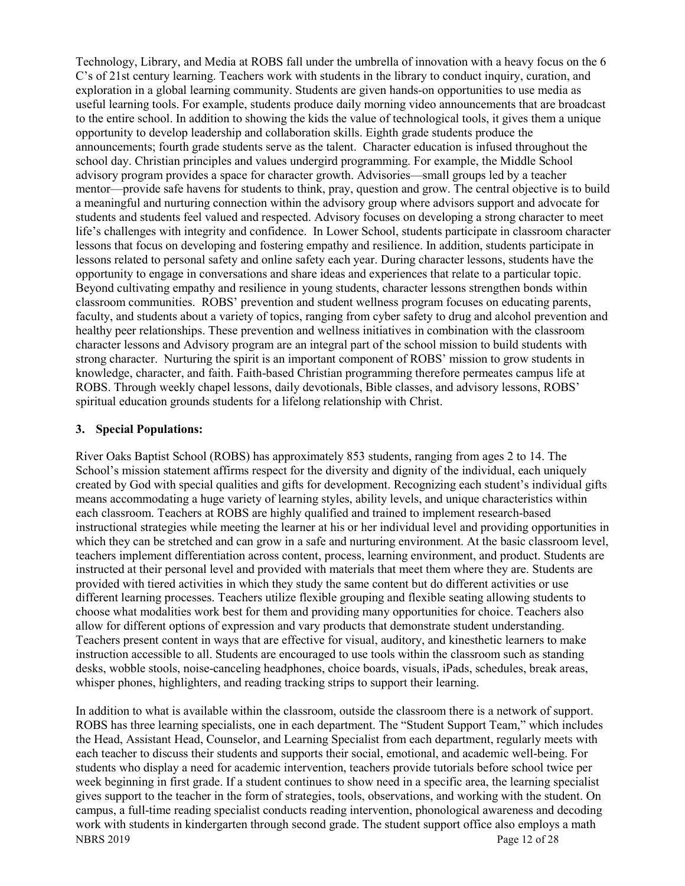Technology, Library, and Media at ROBS fall under the umbrella of innovation with a heavy focus on the 6 C's of 21st century learning. Teachers work with students in the library to conduct inquiry, curation, and exploration in a global learning community. Students are given hands-on opportunities to use media as useful learning tools. For example, students produce daily morning video announcements that are broadcast to the entire school. In addition to showing the kids the value of technological tools, it gives them a unique opportunity to develop leadership and collaboration skills. Eighth grade students produce the announcements; fourth grade students serve as the talent. Character education is infused throughout the school day. Christian principles and values undergird programming. For example, the Middle School advisory program provides a space for character growth. Advisories—small groups led by a teacher mentor—provide safe havens for students to think, pray, question and grow. The central objective is to build a meaningful and nurturing connection within the advisory group where advisors support and advocate for students and students feel valued and respected. Advisory focuses on developing a strong character to meet life's challenges with integrity and confidence. In Lower School, students participate in classroom character lessons that focus on developing and fostering empathy and resilience. In addition, students participate in lessons related to personal safety and online safety each year. During character lessons, students have the opportunity to engage in conversations and share ideas and experiences that relate to a particular topic. Beyond cultivating empathy and resilience in young students, character lessons strengthen bonds within classroom communities. ROBS' prevention and student wellness program focuses on educating parents, faculty, and students about a variety of topics, ranging from cyber safety to drug and alcohol prevention and healthy peer relationships. These prevention and wellness initiatives in combination with the classroom character lessons and Advisory program are an integral part of the school mission to build students with strong character. Nurturing the spirit is an important component of ROBS' mission to grow students in knowledge, character, and faith. Faith-based Christian programming therefore permeates campus life at ROBS. Through weekly chapel lessons, daily devotionals, Bible classes, and advisory lessons, ROBS' spiritual education grounds students for a lifelong relationship with Christ.

**3. Special Populations:**

River Oaks Baptist School (ROBS) has approximately 853 students, ranging from ages 2 to 14. The School's mission statement affirms respect for the diversity and dignity of the individual, each uniquely created by God with special qualities and gifts for development. Recognizing each student's individual gifts means accommodating a huge variety of learning styles, ability levels, and unique characteristics within each classroom. Teachers at ROBS are highly qualified and trained to implement research-based instructional strategies while meeting the learner at his or her individual level and providing opportunities in which they can be stretched and can grow in a safe and nurturing environment. At the basic classroom level, teachers implement differentiation across content, process, learning environment, and product. Students are instructed at their personal level and provided with materials that meet them where they are. Students are provided with tiered activities in which they study the same content but do different activities or use different learning processes. Teachers utilize flexible grouping and flexible seating allowing students to choose what modalities work best for them and providing many opportunities for choice. Teachers also allow for different options of expression and vary products that demonstrate student understanding. Teachers present content in ways that are effective for visual, auditory, and kinesthetic learners to make instruction accessible to all. Students are encouraged to use tools within the classroom such as standing desks, wobble stools, noise-canceling headphones, choice boards, visuals, iPads, schedules, break areas, whisper phones, highlighters, and reading tracking strips to support their learning.

In addition to what is available within the classroom, outside the classroom there is a network of support. ROBS has three learning specialists, one in each department. The "Student Support Team," which includes the Head, Assistant Head, Counselor, and Learning Specialist from each department, regularly meets with each teacher to discuss their students and supports their social, emotional, and academic well-being. For students who display a need for academic intervention, teachers provide tutorials before school twice per week beginning in first grade. If a student continues to show need in a specific area, the learning specialist gives support to the teacher in the form of strategies, tools, observations, and working with the student. On campus, a full-time reading specialist conducts reading intervention, phonological awareness and decoding work with students in kindergarten through second grade. The student support office also employs a math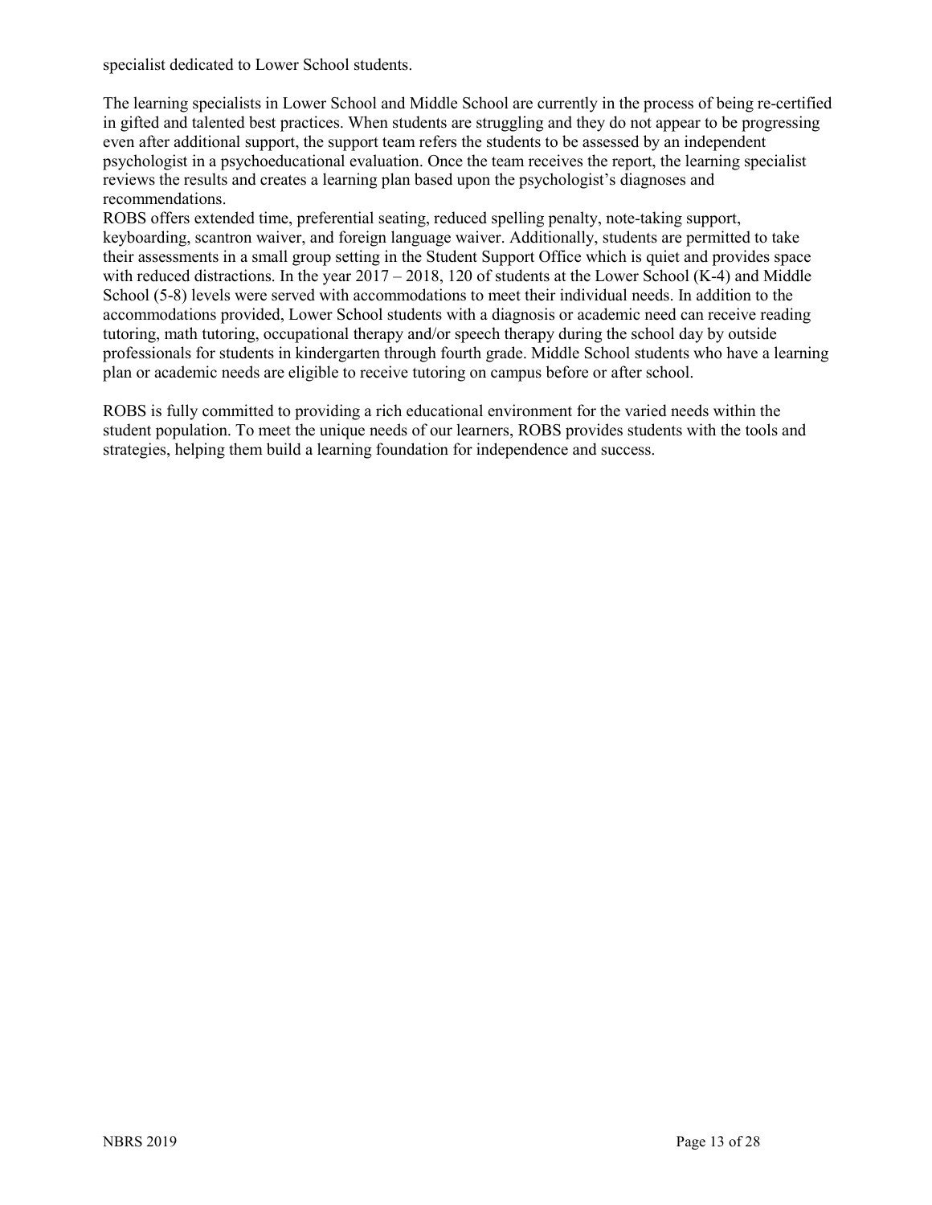specialist dedicated to Lower School students.

The learning specialists in Lower School and Middle School are currently in the process of being re-certified in gifted and talented best practices. When students are struggling and they do not appear to be progressing even after additional support, the support team refers the students to be assessed by an independent psychologist in a psychoeducational evaluation. Once the team receives the report, the learning specialist reviews the results and creates a learning plan based upon the psychologist's diagnoses and recommendations.

ROBS offers extended time, preferential seating, reduced spelling penalty, note-taking support, keyboarding, scantron waiver, and foreign language waiver. Additionally, students are permitted to take their assessments in a small group setting in the Student Support Office which is quiet and provides space with reduced distractions. In the year 2017 – 2018, 120 of students at the Lower School (K-4) and Middle School (5-8) levels were served with accommodations to meet their individual needs. In addition to the accommodations provided, Lower School students with a diagnosis or academic need can receive reading tutoring, math tutoring, occupational therapy and/or speech therapy during the school day by outside professionals for students in kindergarten through fourth grade. Middle School students who have a learning plan or academic needs are eligible to receive tutoring on campus before or after school.

ROBS is fully committed to providing a rich educational environment for the varied needs within the student population. To meet the unique needs of our learners, ROBS provides students with the tools and strategies, helping them build a learning foundation for independence and success.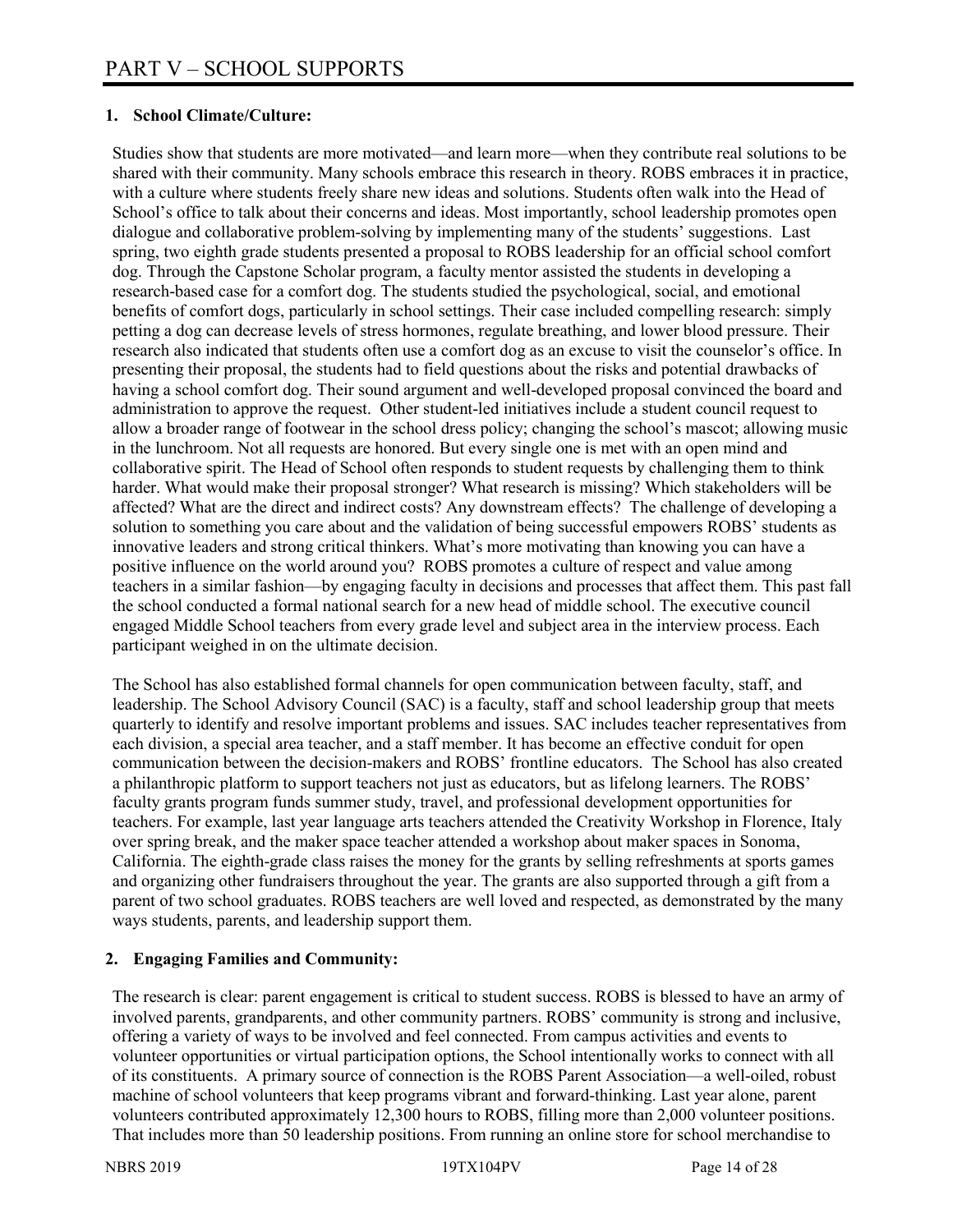# PART V – SCHOOL SUPPORTS

## 1. School Climate/Culture:

Studies show that students are more motivated—and learn more—when they contribute real solutions to be shared with their community. Many schools embrace this research in theory. ROBS embraces it in practice, with a culture where students freely share new ideas and solutions. Students often walk into the Head of School's office to talk about their concerns and ideas. Most importantly, school leadership promotes open dialogue and collaborative problem-solving by implementing many of the students' suggestions. Last spring, two eighth grade students presented a proposal to ROBS leadership for an official school comfort dog. Through the Capstone Scholar program, a faculty mentor assisted the students in developing a research-based case for a comfort dog. The students studied the psychological, social, and emotional benefits of comfort dogs, particularly in school settings. Their case included compelling research: simply petting a dog can decrease levels of stress hormones, regulate breathing, and lower blood pressure. Their research also indicated that students often use a comfort dog as an excuse to visit the counselor's office. In presenting their proposal, the students had to field questions about the risks and potential drawbacks of having a school comfort dog. Their sound argument and well-developed proposal convinced the board and administration to approve the request. Other student-led initiatives include a student council request to allow a broader range of footwear in the school dress policy; changing the school's mascot; allowing music in the lunchroom. Not all requests are honored. But every single one is met with an open mind and collaborative spirit. The Head of School often responds to student requests by challenging them to think harder. What would make their proposal stronger? What research is missing? Which stakeholders will be affected? What are the direct and indirect costs? Any downstream effects? The challenge of developing a solution to something you care about and the validation of being successful empowers ROBS' students as innovative leaders and strong critical thinkers. What's more motivating than knowing you can have a positive influence on the world around you? ROBS promotes a culture of respect and value among teachers in a similar fashion—by engaging faculty in decisions and processes that affect them. This past fall the school conducted a formal national search for a new head of middle school. The executive council engaged Middle School teachers from every grade level and subject area in the interview process. Each participant weighed in on the ultimate decision.

The School has also established formal channels for open communication between faculty, staff, and leadership. The School Advisory Council (SAC) is a faculty, staff and school leadership group that meets quarterly to identify and resolve important problems and issues. SAC includes teacher representatives from each division, a special area teacher, and a staff member. It has become an effective conduit for open communication between the decision-makers and ROBS' frontline educators. The School has also created a philanthropic platform to support teachers not just as educators, but as lifelong learners. The ROBS' faculty grants program funds summer study, travel, and professional development opportunities for teachers. For example, last year language arts teachers attended the Creativity Workshop in Florence, Italy over spring break, and the maker space teacher attended a workshop about maker spaces in Sonoma, California. The eighth-grade class raises the money for the grants by selling refreshments at sports games and organizing other fundraisers throughout the year. The grants are also supported through a gift from a parent of two school graduates. ROBS teachers are well loved and respected, as demonstrated by the many ways students, parents, and leadership support them.

## 2. Engaging Families and Community:

The research is clear: parent engagement is critical to student success. ROBS is blessed to have an army of involved parents, grandparents, and other community partners. ROBS' community is strong and inclusive, offering a variety of ways to be involved and feel connected. From campus activities and events to volunteer opportunities or virtual participation options, the School intentionally works to connect with all of its constituents. A primary source of connection is the ROBS Parent Association—a well-oiled, robust machine of school volunteers that keep programs vibrant and forward-thinking. Last year alone, parent volunteers contributed approximately 12,300 hours to ROBS, filling more than 2,000 volunteer positions. That includes more than 50 leadership positions. From running an online store for school merchandise to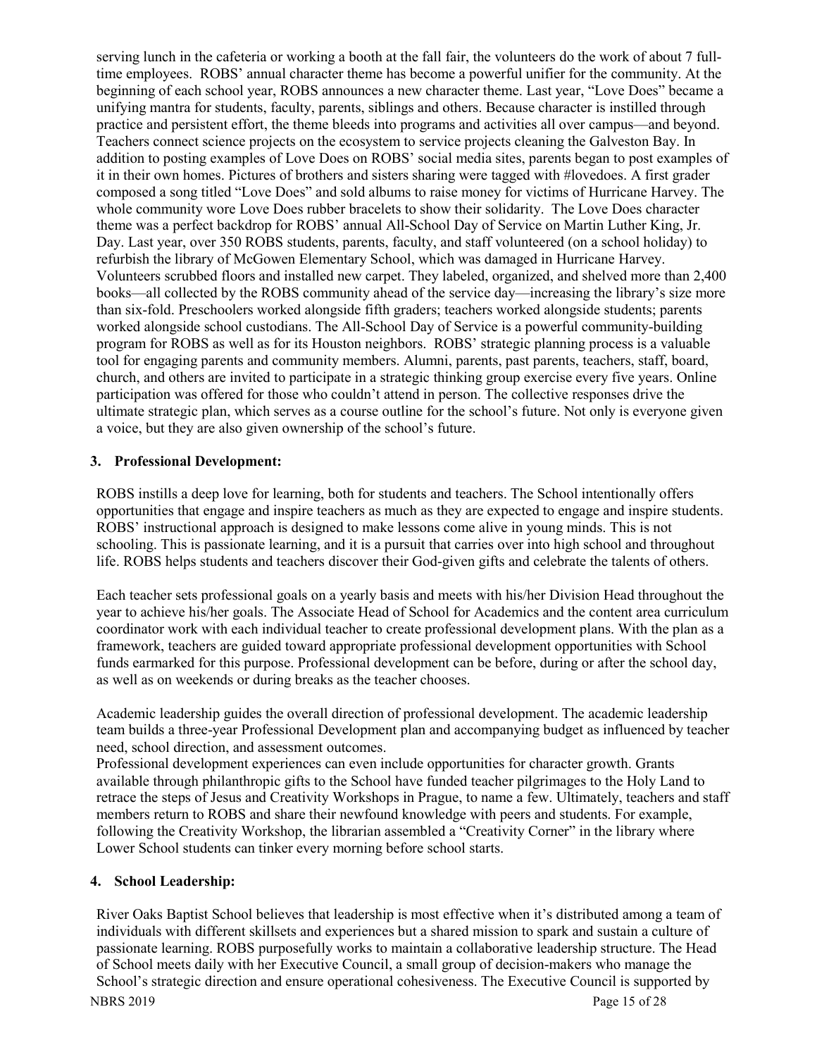serving lunch in the cafeteria or working a booth at the fall fair, the volunteers do the work of about 7 full-time employees. ROBS' annual character theme has become a powerful unifier for the community. At the beginning of each school year, ROBS announces a new character theme. Last year, "Love Does" became a unifying mantra for students, faculty, parents, siblings and others. Because character is instilled through practice and persistent effort, the theme bleeds into programs and activities all over campus—and beyond. Teachers connect science projects on the ecosystem to service projects cleaning the Galveston Bay. In addition to posting examples of Love Does on ROBS' social media sites, parents began to post examples of it in their own homes. Pictures of brothers and sisters sharing were tagged with #lovedoes. A first grader composed a song titled "Love Does" and sold albums to raise money for victims of Hurricane Harvey. The whole community wore Love Does rubber bracelets to show their solidarity. The Love Does character theme was a perfect backdrop for ROBS' annual All-School Day of Service on Martin Luther King, Jr. Day. Last year, over 350 ROBS students, parents, faculty, and staff volunteered (on a school holiday) to refurbish the library of McGowen Elementary School, which was damaged in Hurricane Harvey. Volunteers scrubbed floors and installed new carpet. They labeled, organized, and shelved more than 2,400 books—all collected by the ROBS community ahead of the service day—increasing the library's size more than six-fold. Preschoolers worked alongside fifth graders; teachers worked alongside students; parents worked alongside school custodians. The All-School Day of Service is a powerful community-building program for ROBS as well as for its Houston neighbors. ROBS' strategic planning process is a valuable tool for engaging parents and community members. Alumni, parents, past parents, teachers, staff, board, church, and others are invited to participate in a strategic thinking group exercise every five years. Online participation was offered for those who couldn't attend in person. The collective responses drive the ultimate strategic plan, which serves as a course outline for the school's future. Not only is everyone given a voice, but they are also given ownership of the school's future.

### 3. Professional Development:

ROBS instills a deep love for learning, both for students and teachers. The School intentionally offers opportunities that engage and inspire teachers as much as they are expected to engage and inspire students. ROBS' instructional approach is designed to make lessons come alive in young minds. This is not schooling. This is passionate learning, and it is a pursuit that carries over into high school and throughout life. ROBS helps students and teachers discover their God-given gifts and celebrate the talents of others.

Each teacher sets professional goals on a yearly basis and meets with his/her Division Head throughout the year to achieve his/her goals. The Associate Head of School for Academics and the content area curriculum coordinator work with each individual teacher to create professional development plans. With the plan as a framework, teachers are guided toward appropriate professional development opportunities with School funds earmarked for this purpose. Professional development can be before, during or after the school day, as well as on weekends or during breaks as the teacher chooses.

Academic leadership guides the overall direction of professional development. The academic leadership team builds a three-year Professional Development plan and accompanying budget as influenced by teacher need, school direction, and assessment outcomes.

Professional development experiences can even include opportunities for character growth. Grants available through philanthropic gifts to the School have funded teacher pilgrimages to the Holy Land to retrace the steps of Jesus and Creativity Workshops in Prague, to name a few. Ultimately, teachers and staff members return to ROBS and share their newfound knowledge with peers and students. For example, following the Creativity Workshop, the librarian assembled a "Creativity Corner" in the library where Lower School students can tinker every morning before school starts.

### 4. School Leadership:

River Oaks Baptist School believes that leadership is most effective when it's distributed among a team of individuals with different skillsets and experiences but a shared mission to spark and sustain a culture of passionate learning. ROBS purposefully works to maintain a collaborative leadership structure. The Head of School meets daily with her Executive Council, a small group of decision-makers who manage the School's strategic direction and ensure operational cohesiveness. The Executive Council is supported by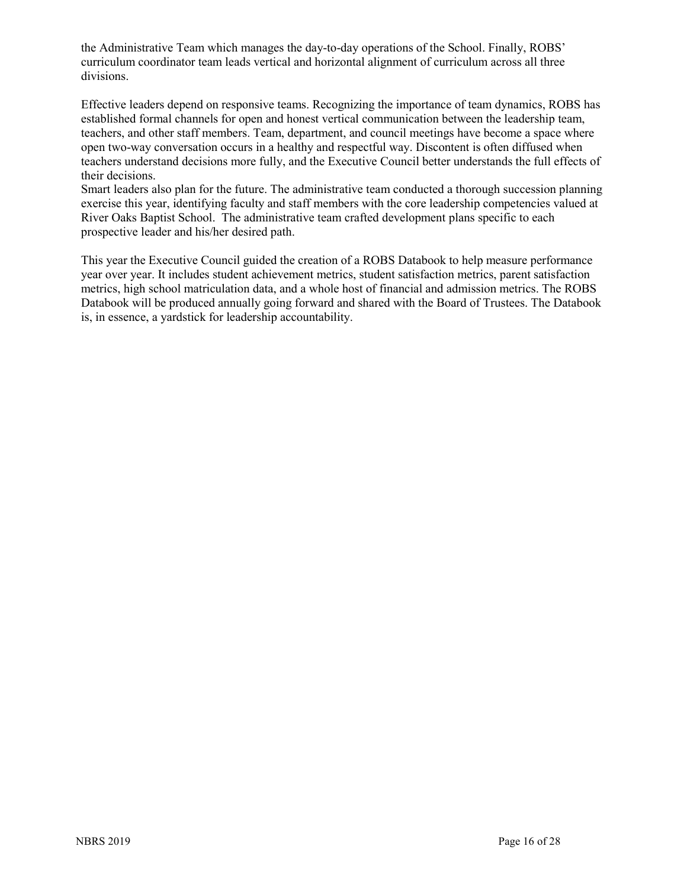the Administrative Team which manages the day-to-day operations of the School. Finally, ROBS' curriculum coordinator team leads vertical and horizontal alignment of curriculum across all three divisions.

Effective leaders depend on responsive teams. Recognizing the importance of team dynamics, ROBS has established formal channels for open and honest vertical communication between the leadership team, teachers, and other staff members. Team, department, and council meetings have become a space where open two-way conversation occurs in a healthy and respectful way. Discontent is often diffused when teachers understand decisions more fully, and the Executive Council better understands the full effects of their decisions.

Smart leaders also plan for the future. The administrative team conducted a thorough succession planning exercise this year, identifying faculty and staff members with the core leadership competencies valued at River Oaks Baptist School. The administrative team crafted development plans specific to each prospective leader and his/her desired path.

This year the Executive Council guided the creation of a ROBS Databook to help measure performance year over year. It includes student achievement metrics, student satisfaction metrics, parent satisfaction metrics, high school matriculation data, and a whole host of financial and admission metrics. The ROBS Databook will be produced annually going forward and shared with the Board of Trustees. The Databook is, in essence, a yardstick for leadership accountability.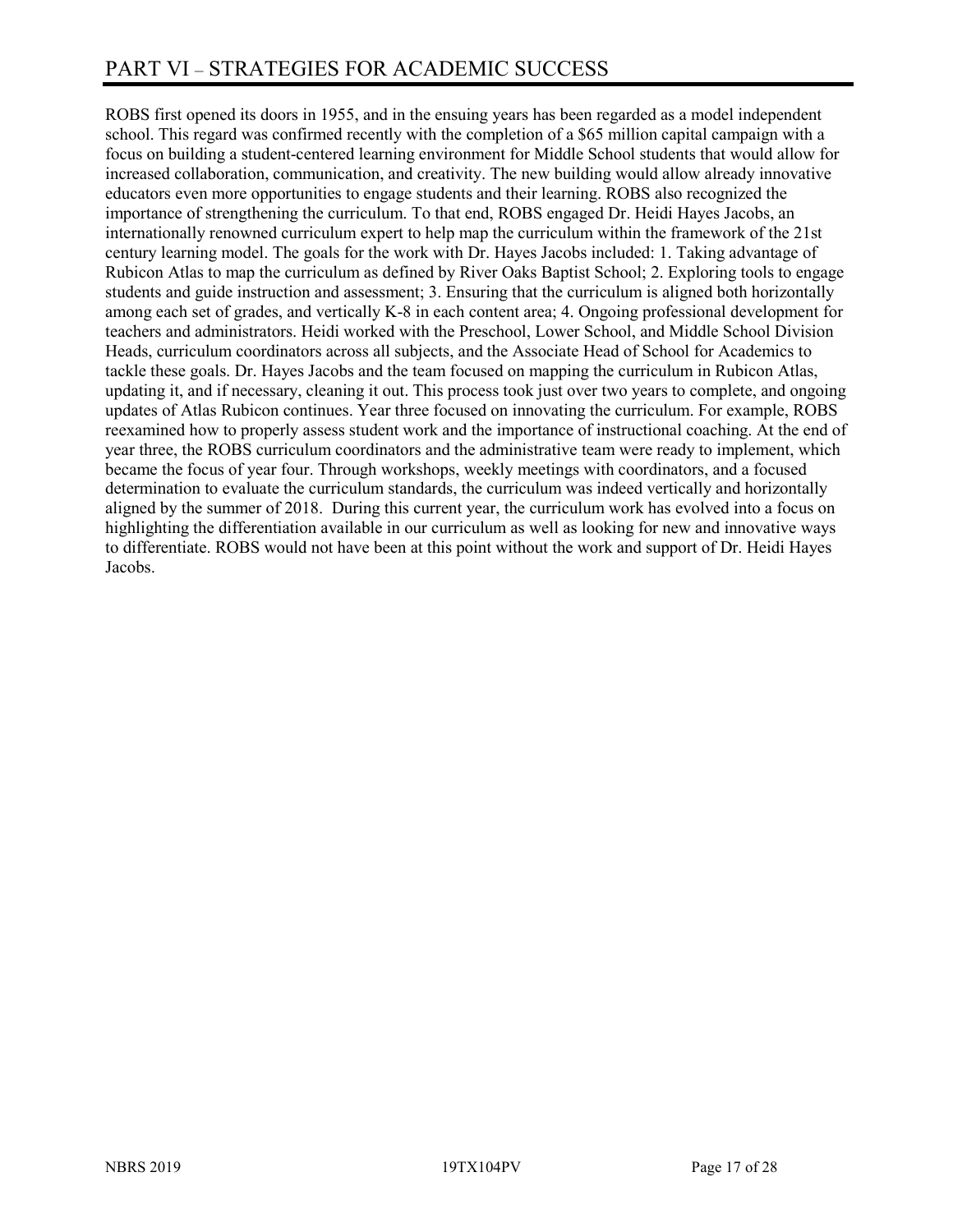# PART VI – STRATEGIES FOR ACADEMIC SUCCESS

ROBS first opened its doors in 1955, and in the ensuing years has been regarded as a model independent school. This regard was confirmed recently with the completion of a $65 million capital campaign with a focus on building a student-centered learning environment for Middle School students that would allow for increased collaboration, communication, and creativity. The new building would allow already innovative educators even more opportunities to engage students and their learning. ROBS also recognized the importance of strengthening the curriculum. To that end, ROBS engaged Dr. Heidi Hayes Jacobs, an internationally renowned curriculum expert to help map the curriculum within the framework of the 21st century learning model. The goals for the work with Dr. Hayes Jacobs included: 1. Taking advantage of Rubicon Atlas to map the curriculum as defined by River Oaks Baptist School; 2. Exploring tools to engage students and guide instruction and assessment; 3. Ensuring that the curriculum is aligned both horizontally among each set of grades, and vertically K-8 in each content area; 4. Ongoing professional development for teachers and administrators. Heidi worked with the Preschool, Lower School, and Middle School Division Heads, curriculum coordinators across all subjects, and the Associate Head of School for Academics to tackle these goals. Dr. Hayes Jacobs and the team focused on mapping the curriculum in Rubicon Atlas, updating it, and if necessary, cleaning it out. This process took just over two years to complete, and ongoing updates of Atlas Rubicon continues. Year three focused on innovating the curriculum. For example, ROBS reexamined how to properly assess student work and the importance of instructional coaching. At the end of year three, the ROBS curriculum coordinators and the administrative team were ready to implement, which became the focus of year four. Through workshops, weekly meetings with coordinators, and a focused determination to evaluate the curriculum standards, the curriculum was indeed vertically and horizontally aligned by the summer of 2018. During this current year, the curriculum work has evolved into a focus on highlighting the differentiation available in our curriculum as well as looking for new and innovative ways to differentiate. ROBS would not have been at this point without the work and support of Dr. Heidi Hayes Jacobs.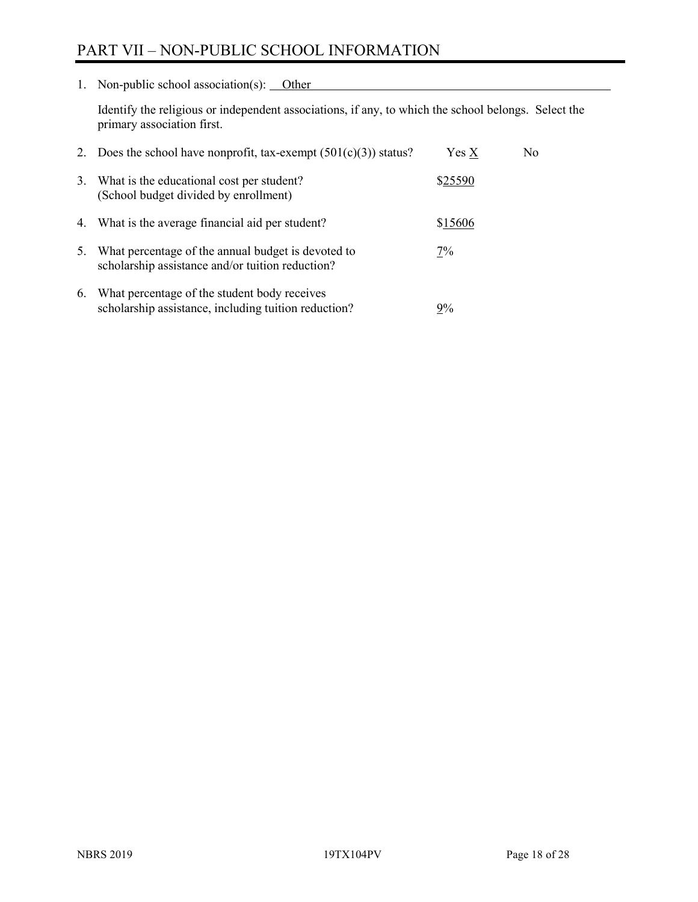# PART VII – NON-PUBLIC SCHOOL INFORMATION

1. Non-public school association(s): Other

   Identify the religious or independent associations, if any, to which the school belongs. Select the primary association first.

2. Does the school have nonprofit, tax-exempt (501(c)(3)) status? Yes X No

3. What is the educational cost per student? (School budget divided by enrollment) $25590

4. What is the average financial aid per student? $15606

5. What percentage of the annual budget is devoted to scholarship assistance and/or tuition reduction? 7%

6. What percentage of the student body receives scholarship assistance, including tuition reduction? 9%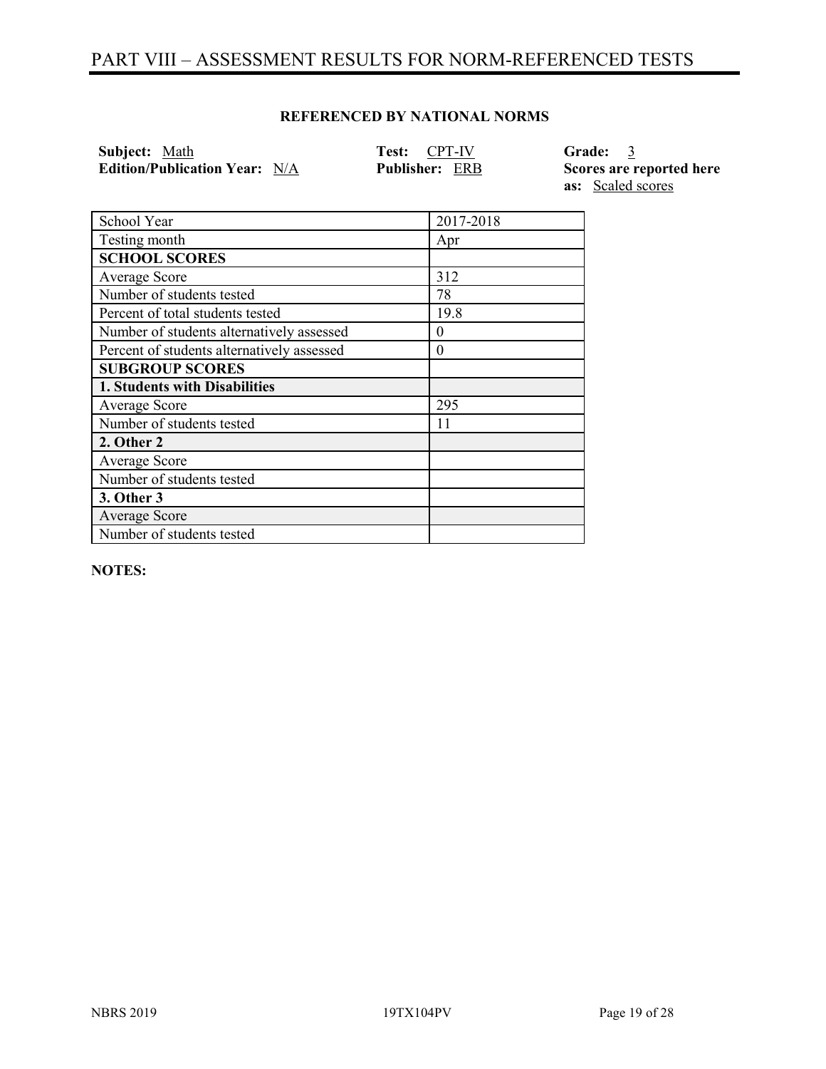# PART VIII – ASSESSMENT RESULTS FOR NORM-REFERENCED TESTS

**REFERENCED BY NATIONAL NORMS**

**Subject:** Math
**Edition/Publication Year:** N/A
**Test:** CPT-IV
**Publisher:** ERB
**Grade:** 3
**Scores are reported here as:** Scaled scores

| | |
|---|---|
| School Year | 2017-2018 |
| Testing month | Apr |
| **SCHOOL SCORES** | |
| Average Score | 312 |
| Number of students tested | 78 |
| Percent of total students tested | 19.8 |
| Number of students alternatively assessed | 0 |
| Percent of students alternatively assessed | 0 |
| **SUBGROUP SCORES** | |
| **1. Students with Disabilities** | |
| Average Score | 295 |
| Number of students tested | 11 |
| **2. Other 2** | |
| Average Score | |
| Number of students tested | |
| **3. Other 3** | |
| Average Score | |
| Number of students tested | |

**NOTES:**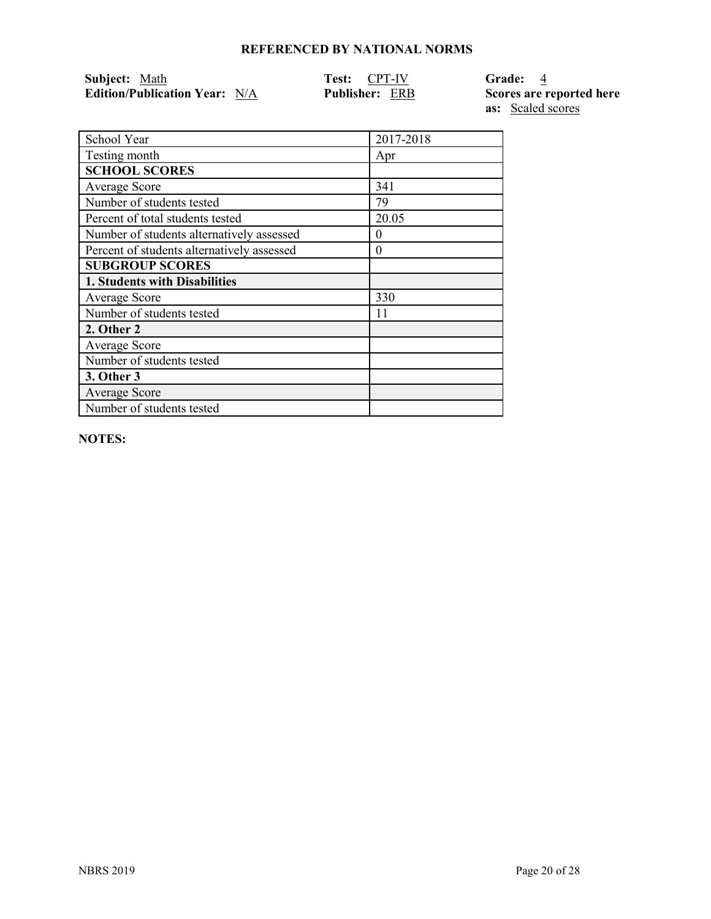**REFERENCED BY NATIONAL NORMS**

**Subject:** Math
**Edition/Publication Year:** N/A
**Test:** CPT-IV
**Publisher:** ERB
**Grade:** 4
**Scores are reported here as:** Scaled scores

| | |
|---|---|
| School Year | 2017-2018 |
| Testing month | Apr |
| **SCHOOL SCORES** | |
| Average Score | 341 |
| Number of students tested | 79 |
| Percent of total students tested | 20.05 |
| Number of students alternatively assessed | 0 |
| Percent of students alternatively assessed | 0 |
| **SUBGROUP SCORES** | |
| **1. Students with Disabilities** | |
| Average Score | 330 |
| Number of students tested | 11 |
| **2. Other 2** | |
| Average Score | |
| Number of students tested | |
| **3. Other 3** | |
| Average Score | |
| Number of students tested | |

**NOTES:**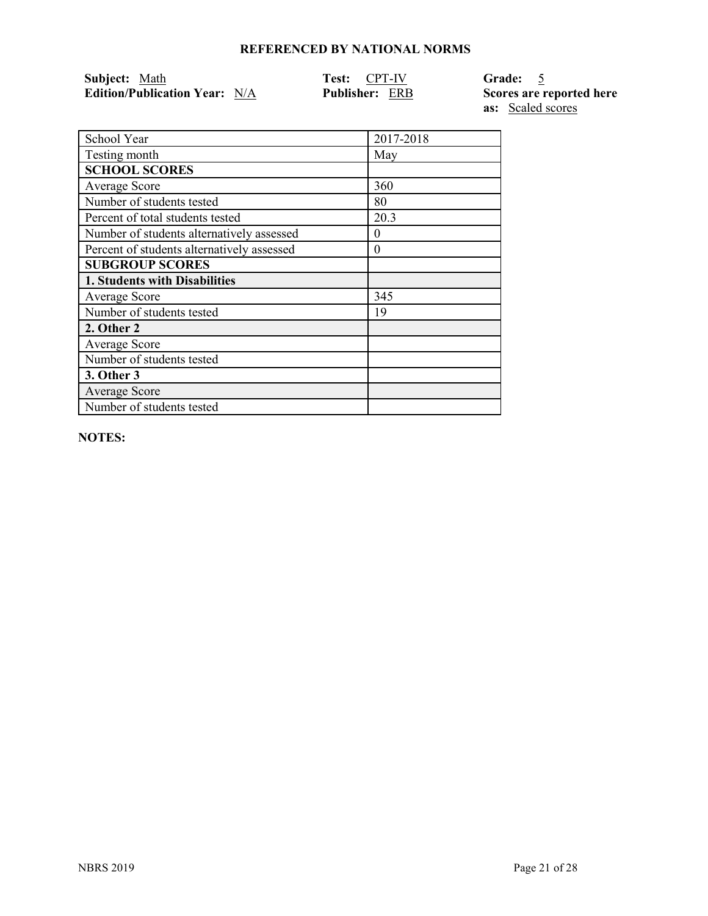**REFERENCED BY NATIONAL NORMS**

**Subject:** Math
**Edition/Publication Year:** N/A
**Test:** CPT-IV
**Publisher:** ERB
**Grade:** 5
**Scores are reported here as:** Scaled scores

| | |
|---|---|
| School Year | 2017-2018 |
| Testing month | May |
| **SCHOOL SCORES** | |
| Average Score | 360 |
| Number of students tested | 80 |
| Percent of total students tested | 20.3 |
| Number of students alternatively assessed | 0 |
| Percent of students alternatively assessed | 0 |
| **SUBGROUP SCORES** | |
| **1. Students with Disabilities** | |
| Average Score | 345 |
| Number of students tested | 19 |
| **2. Other 2** | |
| Average Score | |
| Number of students tested | |
| **3. Other 3** | |
| Average Score | |
| Number of students tested | |

**NOTES:**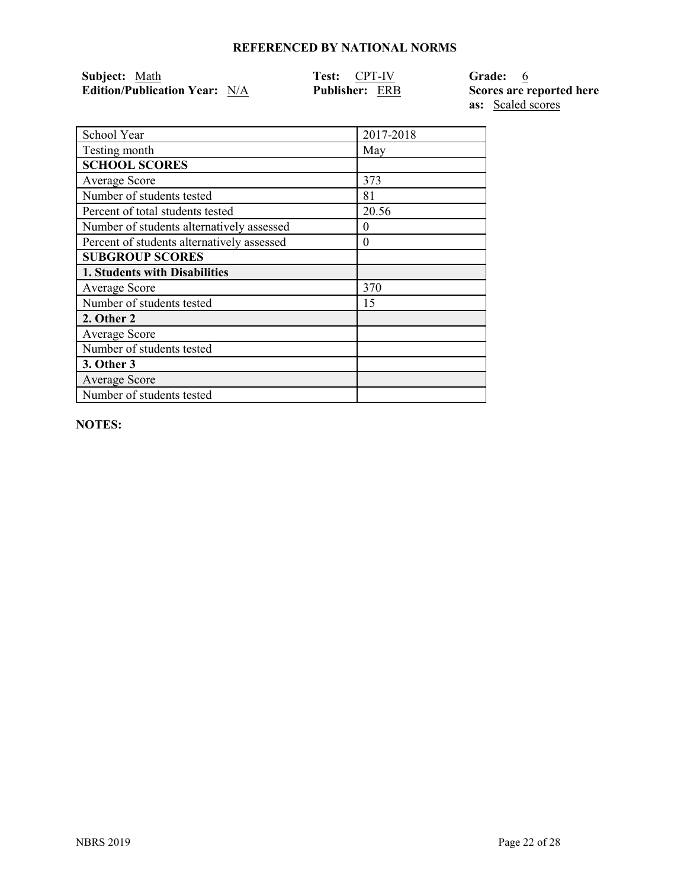**REFERENCED BY NATIONAL NORMS**

**Subject:** Math
**Edition/Publication Year:** N/A
**Test:** CPT-IV
**Publisher:** ERB
**Grade:** 6
**Scores are reported here as:** Scaled scores

| | |
|---|---|
| School Year | 2017-2018 |
| Testing month | May |
| **SCHOOL SCORES** | |
| Average Score | 373 |
| Number of students tested | 81 |
| Percent of total students tested | 20.56 |
| Number of students alternatively assessed | 0 |
| Percent of students alternatively assessed | 0 |
| **SUBGROUP SCORES** | |
| **1. Students with Disabilities** | |
| Average Score | 370 |
| Number of students tested | 15 |
| **2. Other 2** | |
| Average Score | |
| Number of students tested | |
| **3. Other 3** | |
| Average Score | |
| Number of students tested | |

**NOTES:**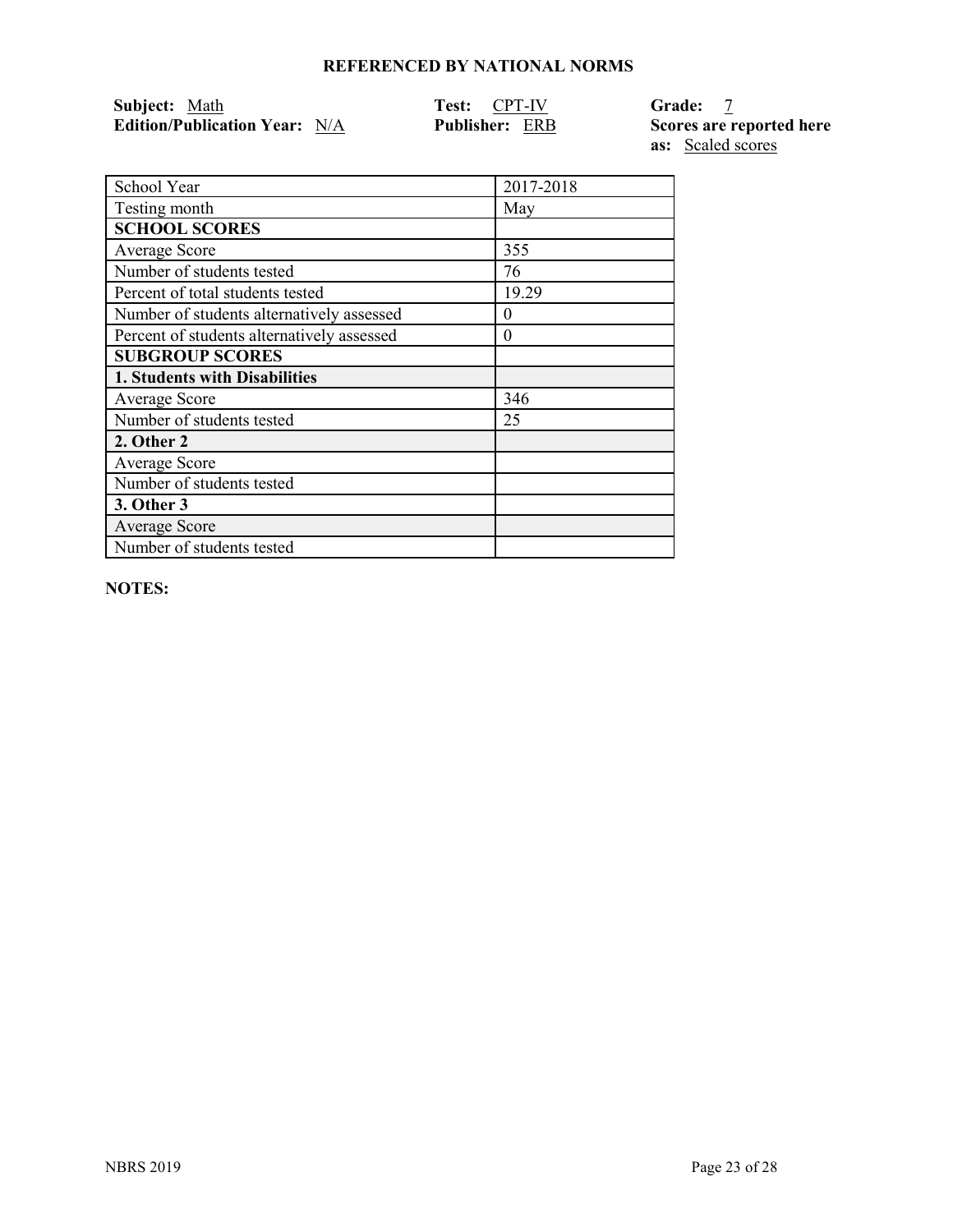**REFERENCED BY NATIONAL NORMS**

**Subject:** Math
**Edition/Publication Year:** N/A

**Test:** CPT-IV
**Publisher:** ERB

**Grade:** 7
**Scores are reported here as:** Scaled scores

| | |
|---|---|
| School Year | 2017-2018 |
| Testing month | May |
| **SCHOOL SCORES** | |
| Average Score | 355 |
| Number of students tested | 76 |
| Percent of total students tested | 19.29 |
| Number of students alternatively assessed | 0 |
| Percent of students alternatively assessed | 0 |
| **SUBGROUP SCORES** | |
| **1. Students with Disabilities** | |
| Average Score | 346 |
| Number of students tested | 25 |
| **2. Other 2** | |
| Average Score | |
| Number of students tested | |
| **3. Other 3** | |
| Average Score | |
| Number of students tested | |

**NOTES:**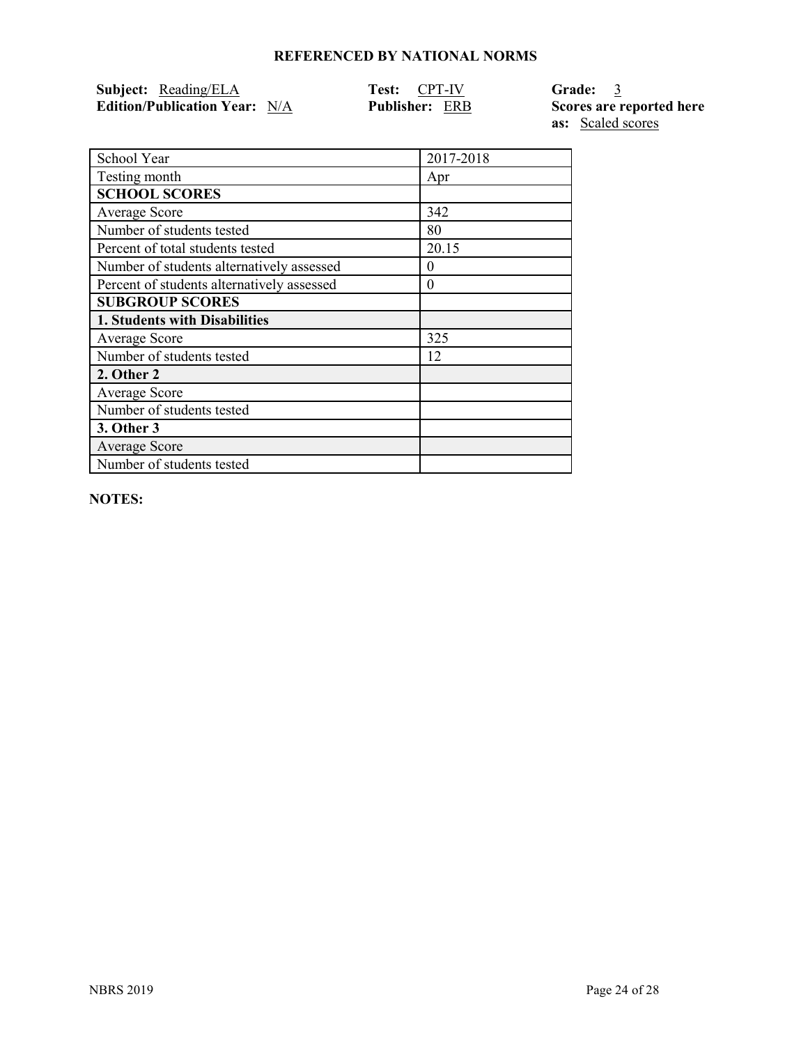### REFERENCED BY NATIONAL NORMS

**Subject:** Reading/ELA
**Edition/Publication Year:** N/A
**Test:** CPT-IV
**Publisher:** ERB
**Grade:** 3
**Scores are reported here as:** Scaled scores

| | |
|---|---|
| School Year | 2017-2018 |
| Testing month | Apr |
| **SCHOOL SCORES** | |
| Average Score | 342 |
| Number of students tested | 80 |
| Percent of total students tested | 20.15 |
| Number of students alternatively assessed | 0 |
| Percent of students alternatively assessed | 0 |
| **SUBGROUP SCORES** | |
| **1. Students with Disabilities** | |
| Average Score | 325 |
| Number of students tested | 12 |
| **2. Other 2** | |
| Average Score | |
| Number of students tested | |
| **3. Other 3** | |
| Average Score | |
| Number of students tested | |

**NOTES:**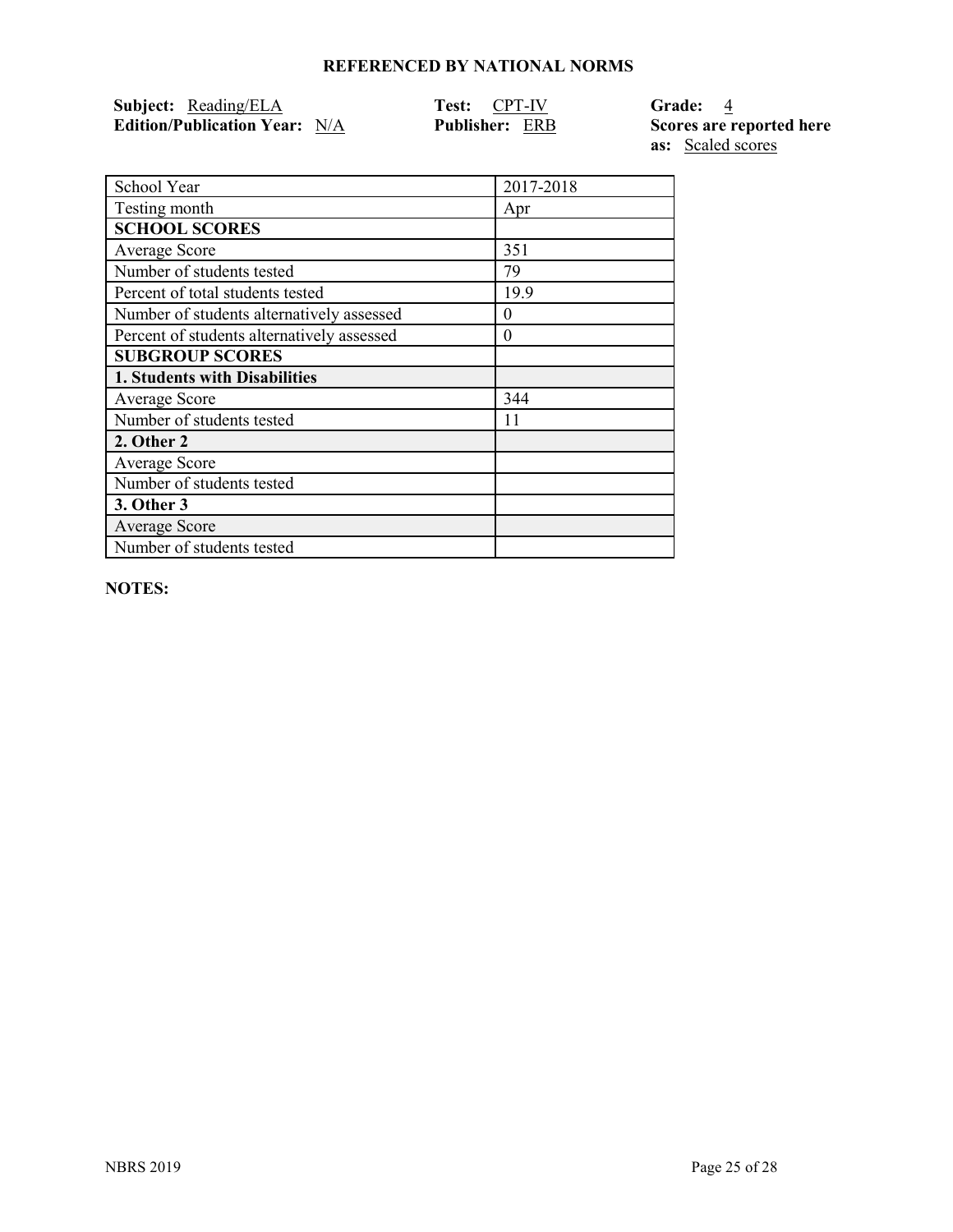**REFERENCED BY NATIONAL NORMS**

**Subject:** Reading/ELA
**Edition/Publication Year:** N/A
**Test:** CPT-IV
**Publisher:** ERB
**Grade:** 4
**Scores are reported here as:** Scaled scores

| | |
|---|---|
| School Year | 2017-2018 |
| Testing month | Apr |
| **SCHOOL SCORES** | |
| Average Score | 351 |
| Number of students tested | 79 |
| Percent of total students tested | 19.9 |
| Number of students alternatively assessed | 0 |
| Percent of students alternatively assessed | 0 |
| **SUBGROUP SCORES** | |
| **1. Students with Disabilities** | |
| Average Score | 344 |
| Number of students tested | 11 |
| **2. Other 2** | |
| Average Score | |
| Number of students tested | |
| **3. Other 3** | |
| Average Score | |
| Number of students tested | |

**NOTES:**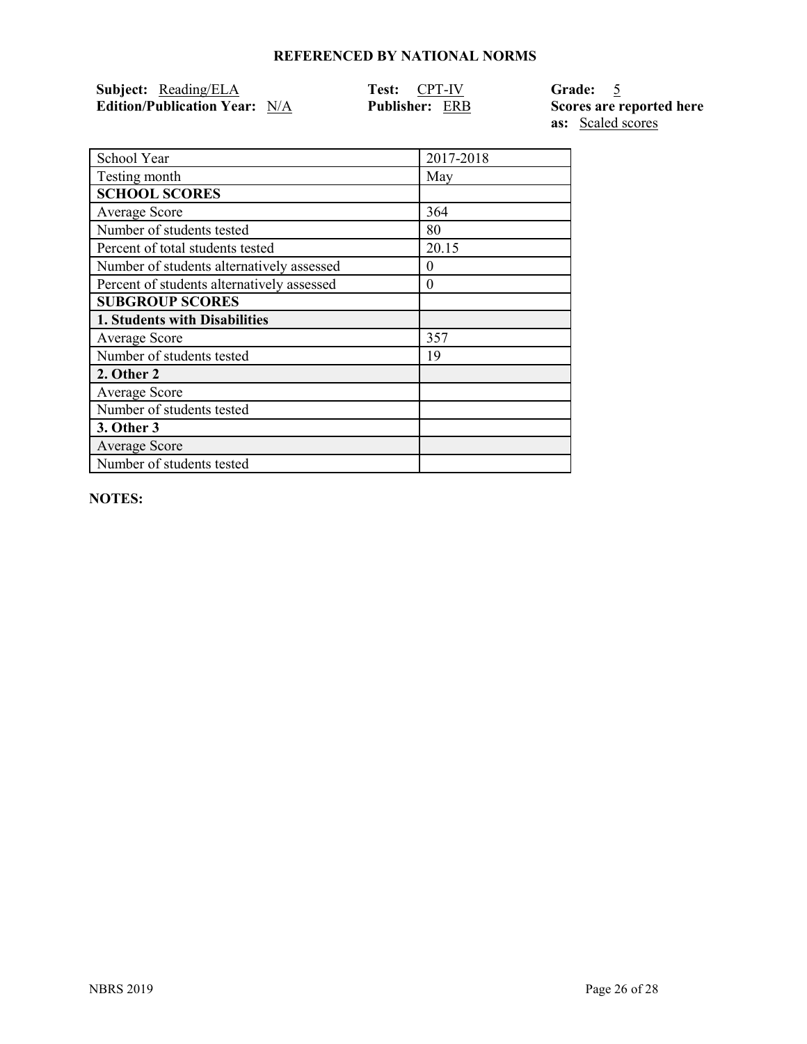## REFERENCED BY NATIONAL NORMS

**Subject:** Reading/ELA
**Edition/Publication Year:** N/A
**Test:** CPT-IV
**Publisher:** ERB
**Grade:** 5
**Scores are reported here as:** Scaled scores

| School Year | 2017-2018 |
|---|---|
| Testing month | May |
| **SCHOOL SCORES** | |
| Average Score | 364 |
| Number of students tested | 80 |
| Percent of total students tested | 20.15 |
| Number of students alternatively assessed | 0 |
| Percent of students alternatively assessed | 0 |
| **SUBGROUP SCORES** | |
| **1. Students with Disabilities** | |
| Average Score | 357 |
| Number of students tested | 19 |
| **2. Other 2** | |
| Average Score | |
| Number of students tested | |
| **3. Other 3** | |
| Average Score | |
| Number of students tested | |

**NOTES:**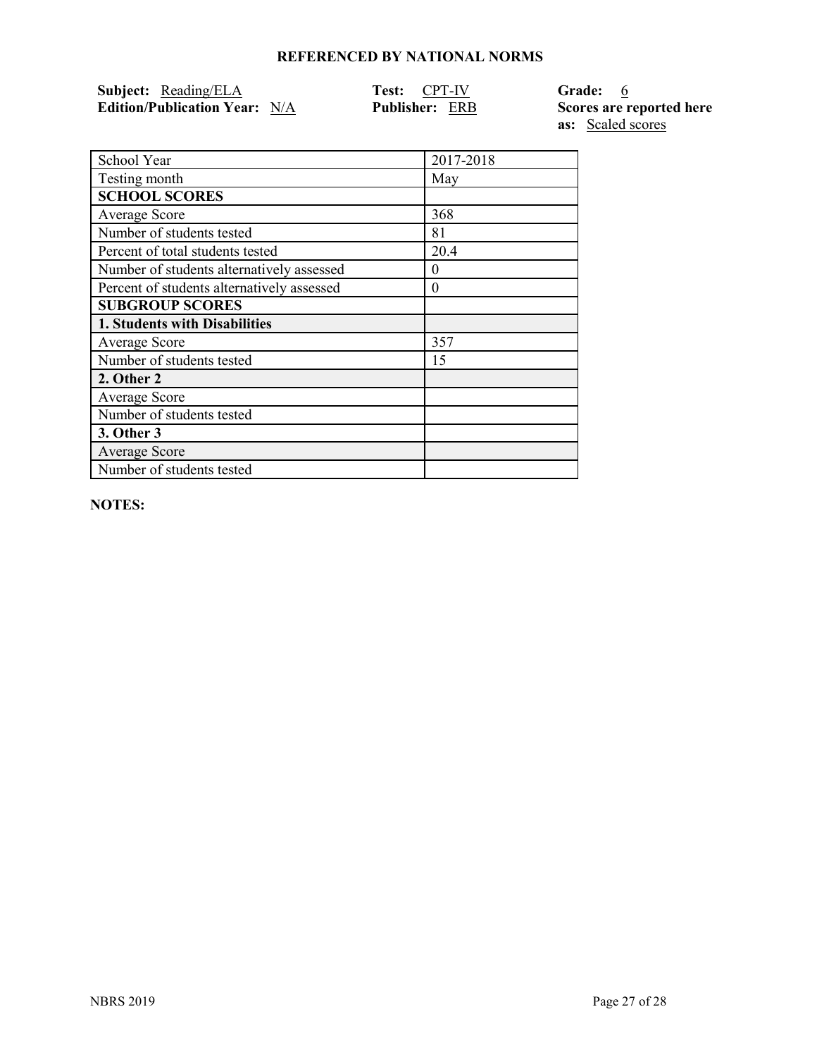**REFERENCED BY NATIONAL NORMS**

**Subject:** Reading/ELA
**Edition/Publication Year:** N/A

**Test:** CPT-IV
**Publisher:** ERB

**Grade:** 6
**Scores are reported here as:** Scaled scores

| | |
|---|---|
| School Year | 2017-2018 |
| Testing month | May |
| **SCHOOL SCORES** | |
| Average Score | 368 |
| Number of students tested | 81 |
| Percent of total students tested | 20.4 |
| Number of students alternatively assessed | 0 |
| Percent of students alternatively assessed | 0 |
| **SUBGROUP SCORES** | |
| **1. Students with Disabilities** | |
| Average Score | 357 |
| Number of students tested | 15 |
| **2. Other 2** | |
| Average Score | |
| Number of students tested | |
| **3. Other 3** | |
| Average Score | |
| Number of students tested | |

**NOTES:**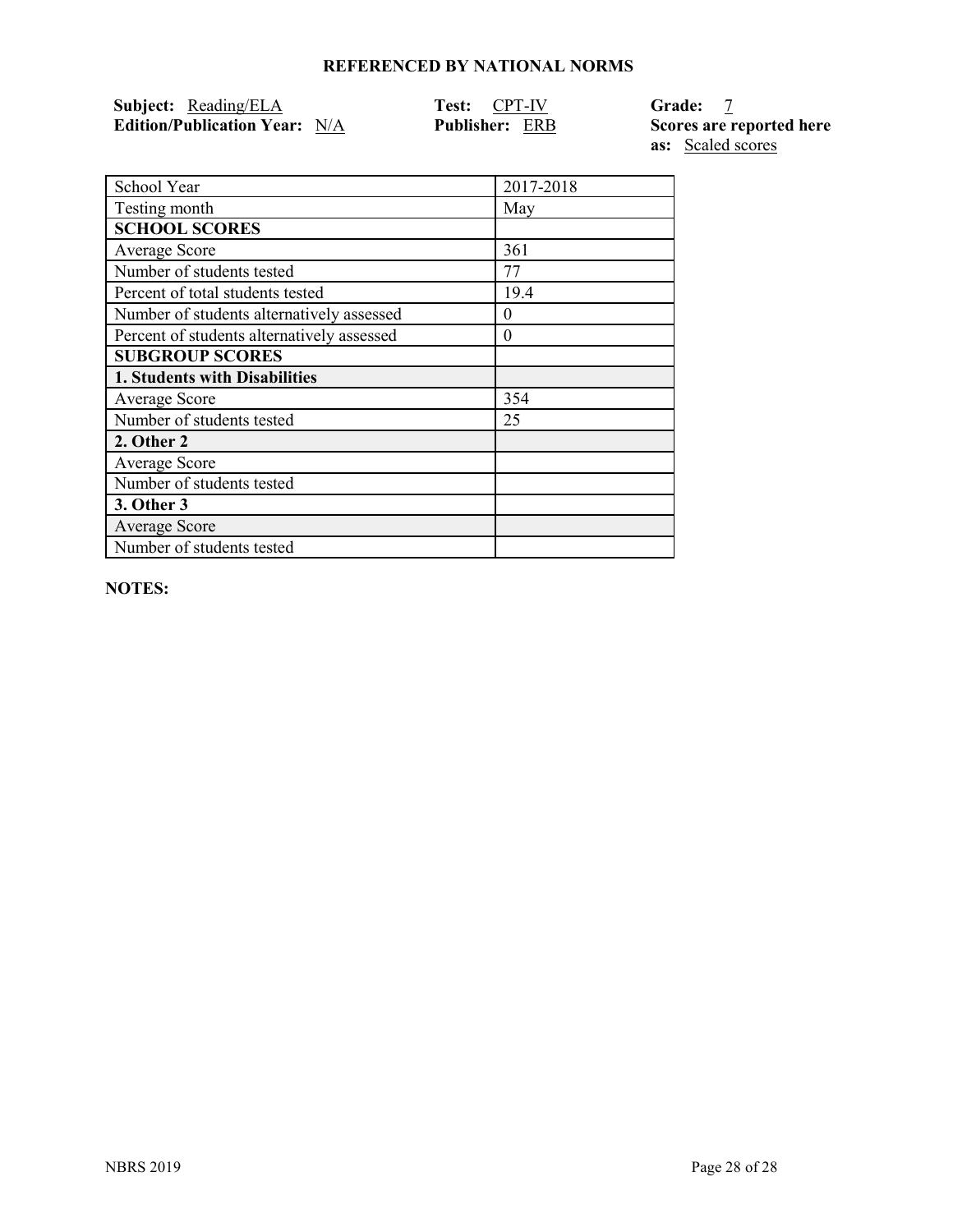**REFERENCED BY NATIONAL NORMS**

**Subject:** Reading/ELA
**Edition/Publication Year:** N/A
**Test:** CPT-IV
**Publisher:** ERB
**Grade:** 7
**Scores are reported here as:** Scaled scores

| | |
|---|---|
| School Year | 2017-2018 |
| Testing month | May |
| **SCHOOL SCORES** | |
| Average Score | 361 |
| Number of students tested | 77 |
| Percent of total students tested | 19.4 |
| Number of students alternatively assessed | 0 |
| Percent of students alternatively assessed | 0 |
| **SUBGROUP SCORES** | |
| **1. Students with Disabilities** | |
| Average Score | 354 |
| Number of students tested | 25 |
| **2. Other 2** | |
| Average Score | |
| Number of students tested | |
| **3. Other 3** | |
| Average Score | |
| Number of students tested | |

**NOTES:**